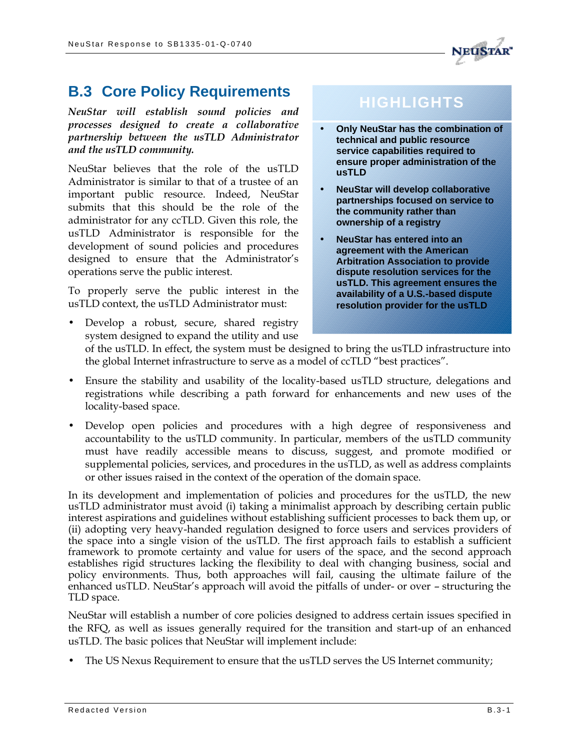## B.3 Core Policy Requirements

***NeuStar will establish sound policies and processes designed to create a collaborative partnership between the usTLD Administrator and the usTLD community.***

NeuStar believes that the role of the usTLD Administrator is similar to that of a trustee of an important public resource. Indeed, NeuStar submits that this should be the role of the administrator for any ccTLD. Given this role, the usTLD Administrator is responsible for the development of sound policies and procedures designed to ensure that the Administrator's operations serve the public interest.

To properly serve the public interest in the usTLD context, the usTLD Administrator must:

- Develop a robust, secure, shared registry system designed to expand the utility and use of the usTLD. In effect, the system must be designed to bring the usTLD infrastructure into the global Internet infrastructure to serve as a model of ccTLD "best practices".
- Ensure the stability and usability of the locality-based usTLD structure, delegations and registrations while describing a path forward for enhancements and new uses of the locality-based space.
- Develop open policies and procedures with a high degree of responsiveness and accountability to the usTLD community. In particular, members of the usTLD community must have readily accessible means to discuss, suggest, and promote modified or supplemental policies, services, and procedures in the usTLD, as well as address complaints or other issues raised in the context of the operation of the domain space.

> **HIGHLIGHTS**
>
> - **Only NeuStar has the combination of technical and public resource service capabilities required to ensure proper administration of the usTLD**
> - **NeuStar will develop collaborative partnerships focused on service to the community rather than ownership of a registry**
> - **NeuStar has entered into an agreement with the American Arbitration Association to provide dispute resolution services for the usTLD. This agreement ensures the availability of a U.S.-based dispute resolution provider for the usTLD**

In its development and implementation of policies and procedures for the usTLD, the new usTLD administrator must avoid (i) taking a minimalist approach by describing certain public interest aspirations and guidelines without establishing sufficient processes to back them up, or (ii) adopting very heavy-handed regulation designed to force users and services providers of the space into a single vision of the usTLD. The first approach fails to establish a sufficient framework to promote certainty and value for users of the space, and the second approach establishes rigid structures lacking the flexibility to deal with changing business, social and policy environments. Thus, both approaches will fail, causing the ultimate failure of the enhanced usTLD. NeuStar's approach will avoid the pitfalls of under- or over – structuring the TLD space.

NeuStar will establish a number of core policies designed to address certain issues specified in the RFQ, as well as issues generally required for the transition and start-up of an enhanced usTLD. The basic polices that NeuStar will implement include:

- The US Nexus Requirement to ensure that the usTLD serves the US Internet community;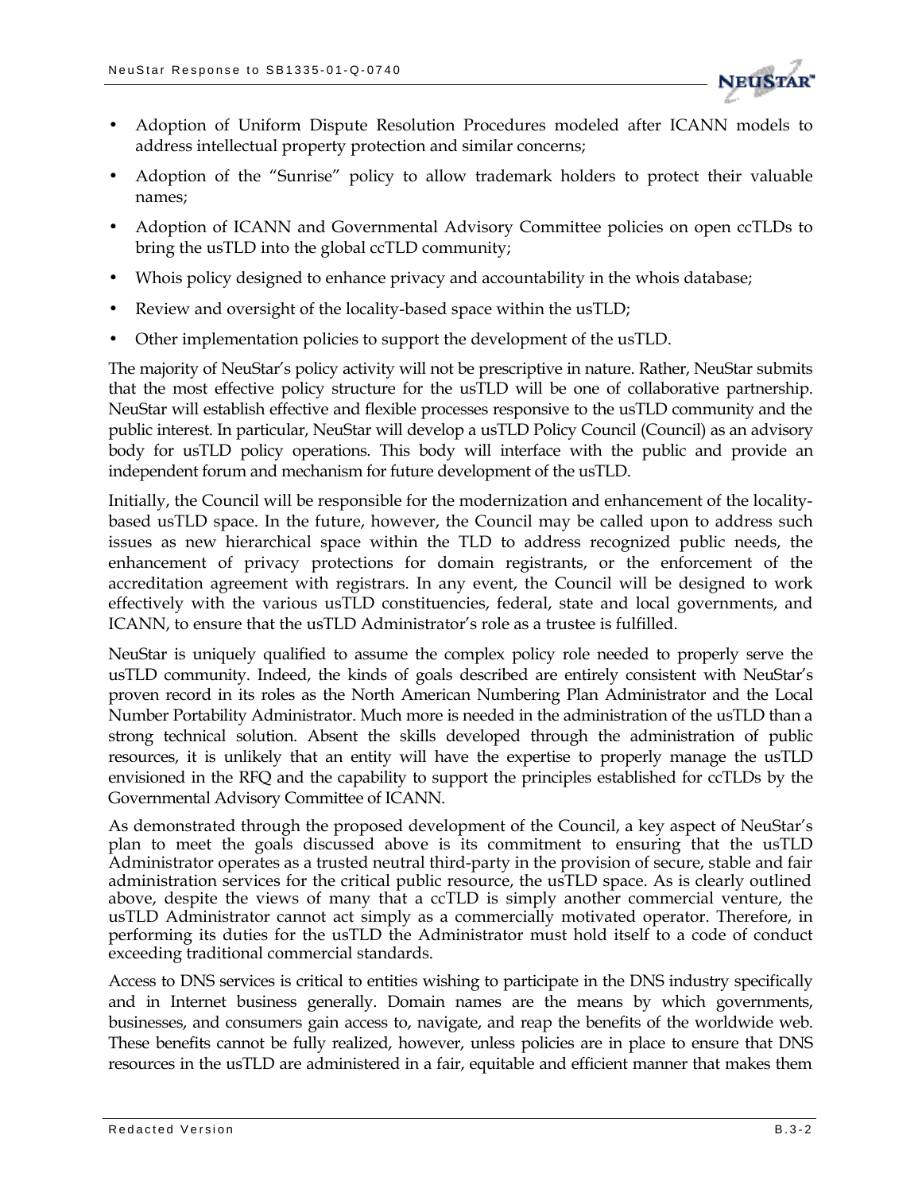- Adoption of Uniform Dispute Resolution Procedures modeled after ICANN models to address intellectual property protection and similar concerns;
- Adoption of the "Sunrise" policy to allow trademark holders to protect their valuable names;
- Adoption of ICANN and Governmental Advisory Committee policies on open ccTLDs to bring the usTLD into the global ccTLD community;
- Whois policy designed to enhance privacy and accountability in the whois database;
- Review and oversight of the locality-based space within the usTLD;
- Other implementation policies to support the development of the usTLD.

The majority of NeuStar's policy activity will not be prescriptive in nature. Rather, NeuStar submits that the most effective policy structure for the usTLD will be one of collaborative partnership. NeuStar will establish effective and flexible processes responsive to the usTLD community and the public interest. In particular, NeuStar will develop a usTLD Policy Council (Council) as an advisory body for usTLD policy operations. This body will interface with the public and provide an independent forum and mechanism for future development of the usTLD.

Initially, the Council will be responsible for the modernization and enhancement of the locality-based usTLD space. In the future, however, the Council may be called upon to address such issues as new hierarchical space within the TLD to address recognized public needs, the enhancement of privacy protections for domain registrants, or the enforcement of the accreditation agreement with registrars. In any event, the Council will be designed to work effectively with the various usTLD constituencies, federal, state and local governments, and ICANN, to ensure that the usTLD Administrator's role as a trustee is fulfilled.

NeuStar is uniquely qualified to assume the complex policy role needed to properly serve the usTLD community. Indeed, the kinds of goals described are entirely consistent with NeuStar's proven record in its roles as the North American Numbering Plan Administrator and the Local Number Portability Administrator. Much more is needed in the administration of the usTLD than a strong technical solution. Absent the skills developed through the administration of public resources, it is unlikely that an entity will have the expertise to properly manage the usTLD envisioned in the RFQ and the capability to support the principles established for ccTLDs by the Governmental Advisory Committee of ICANN.

As demonstrated through the proposed development of the Council, a key aspect of NeuStar's plan to meet the goals discussed above is its commitment to ensuring that the usTLD Administrator operates as a trusted neutral third-party in the provision of secure, stable and fair administration services for the critical public resource, the usTLD space. As is clearly outlined above, despite the views of many that a ccTLD is simply another commercial venture, the usTLD Administrator cannot act simply as a commercially motivated operator. Therefore, in performing its duties for the usTLD the Administrator must hold itself to a code of conduct exceeding traditional commercial standards.

Access to DNS services is critical to entities wishing to participate in the DNS industry specifically and in Internet business generally. Domain names are the means by which governments, businesses, and consumers gain access to, navigate, and reap the benefits of the worldwide web. These benefits cannot be fully realized, however, unless policies are in place to ensure that DNS resources in the usTLD are administered in a fair, equitable and efficient manner that makes them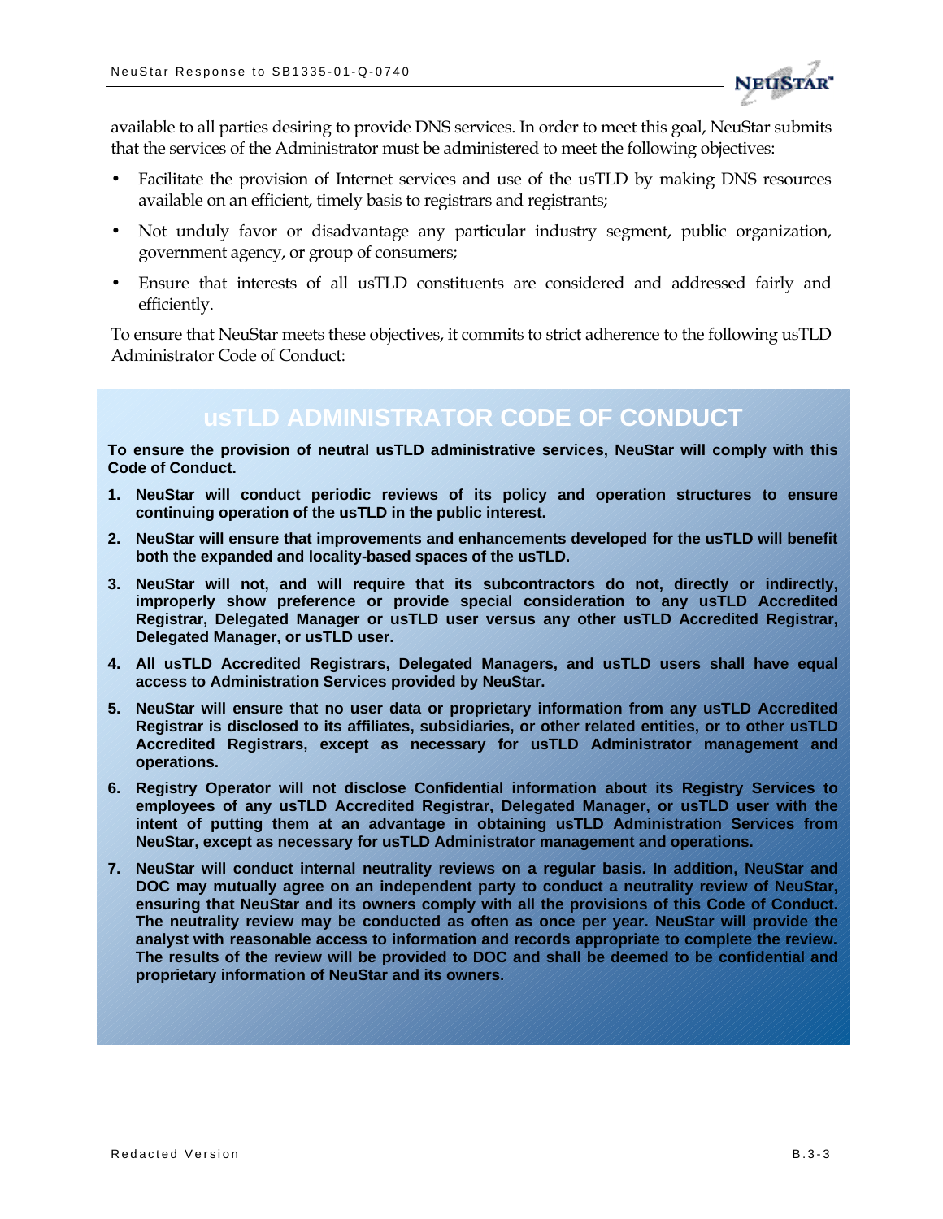available to all parties desiring to provide DNS services. In order to meet this goal, NeuStar submits that the services of the Administrator must be administered to meet the following objectives:

- Facilitate the provision of Internet services and use of the usTLD by making DNS resources available on an efficient, timely basis to registrars and registrants;
- Not unduly favor or disadvantage any particular industry segment, public organization, government agency, or group of consumers;
- Ensure that interests of all usTLD constituents are considered and addressed fairly and efficiently.

To ensure that NeuStar meets these objectives, it commits to strict adherence to the following usTLD Administrator Code of Conduct:

## usTLD ADMINISTRATOR CODE OF CONDUCT

**To ensure the provision of neutral usTLD administrative services, NeuStar will comply with this Code of Conduct.**

1. **NeuStar will conduct periodic reviews of its policy and operation structures to ensure continuing operation of the usTLD in the public interest.**
2. **NeuStar will ensure that improvements and enhancements developed for the usTLD will benefit both the expanded and locality-based spaces of the usTLD.**
3. **NeuStar will not, and will require that its subcontractors do not, directly or indirectly, improperly show preference or provide special consideration to any usTLD Accredited Registrar, Delegated Manager or usTLD user versus any other usTLD Accredited Registrar, Delegated Manager, or usTLD user.**
4. **All usTLD Accredited Registrars, Delegated Managers, and usTLD users shall have equal access to Administration Services provided by NeuStar.**
5. **NeuStar will ensure that no user data or proprietary information from any usTLD Accredited Registrar is disclosed to its affiliates, subsidiaries, or other related entities, or to other usTLD Accredited Registrars, except as necessary for usTLD Administrator management and operations.**
6. **Registry Operator will not disclose Confidential information about its Registry Services to employees of any usTLD Accredited Registrar, Delegated Manager, or usTLD user with the intent of putting them at an advantage in obtaining usTLD Administration Services from NeuStar, except as necessary for usTLD Administrator management and operations.**
7. **NeuStar will conduct internal neutrality reviews on a regular basis. In addition, NeuStar and DOC may mutually agree on an independent party to conduct a neutrality review of NeuStar, ensuring that NeuStar and its owners comply with all the provisions of this Code of Conduct. The neutrality review may be conducted as often as once per year. NeuStar will provide the analyst with reasonable access to information and records appropriate to complete the review. The results of the review will be provided to DOC and shall be deemed to be confidential and proprietary information of NeuStar and its owners.**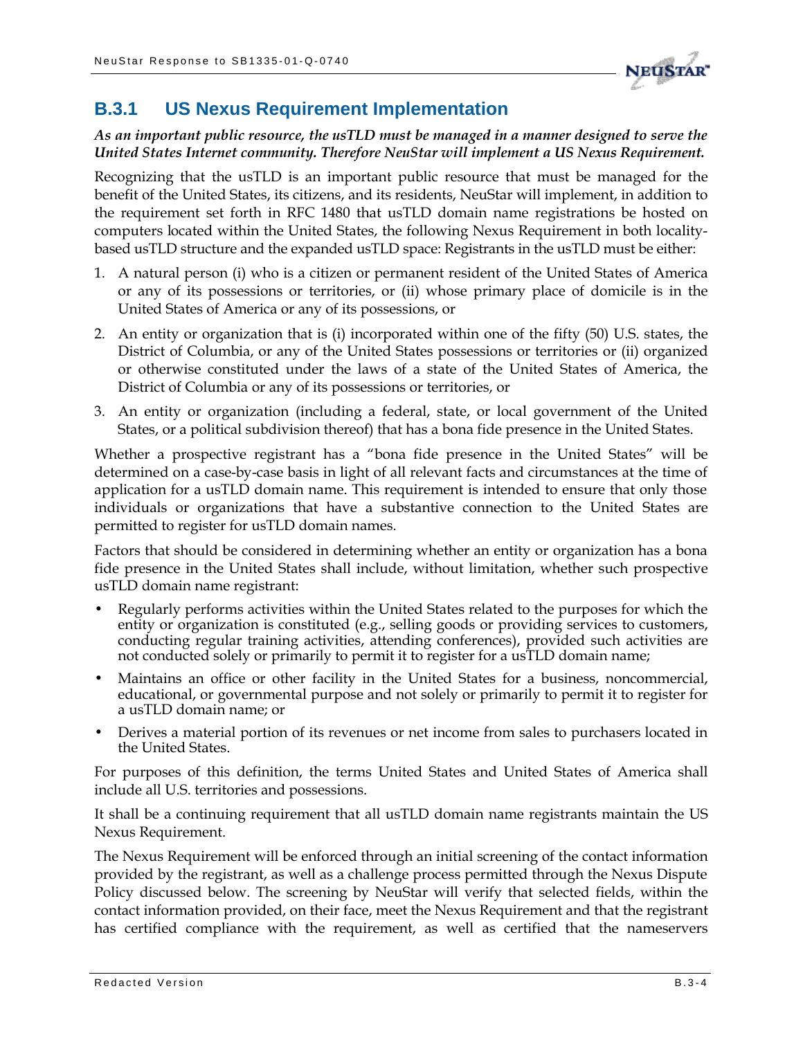### B.3.1 US Nexus Requirement Implementation

***As an important public resource, the usTLD must be managed in a manner designed to serve the United States Internet community. Therefore NeuStar will implement a US Nexus Requirement.***

Recognizing that the usTLD is an important public resource that must be managed for the benefit of the United States, its citizens, and its residents, NeuStar will implement, in addition to the requirement set forth in RFC 1480 that usTLD domain name registrations be hosted on computers located within the United States, the following Nexus Requirement in both locality-based usTLD structure and the expanded usTLD space: Registrants in the usTLD must be either:

1. A natural person (i) who is a citizen or permanent resident of the United States of America or any of its possessions or territories, or (ii) whose primary place of domicile is in the United States of America or any of its possessions, or
2. An entity or organization that is (i) incorporated within one of the fifty (50) U.S. states, the District of Columbia, or any of the United States possessions or territories or (ii) organized or otherwise constituted under the laws of a state of the United States of America, the District of Columbia or any of its possessions or territories, or
3. An entity or organization (including a federal, state, or local government of the United States, or a political subdivision thereof) that has a bona fide presence in the United States.

Whether a prospective registrant has a "bona fide presence in the United States" will be determined on a case-by-case basis in light of all relevant facts and circumstances at the time of application for a usTLD domain name. This requirement is intended to ensure that only those individuals or organizations that have a substantive connection to the United States are permitted to register for usTLD domain names.

Factors that should be considered in determining whether an entity or organization has a bona fide presence in the United States shall include, without limitation, whether such prospective usTLD domain name registrant:

- Regularly performs activities within the United States related to the purposes for which the entity or organization is constituted (e.g., selling goods or providing services to customers, conducting regular training activities, attending conferences), provided such activities are not conducted solely or primarily to permit it to register for a usTLD domain name;
- Maintains an office or other facility in the United States for a business, noncommercial, educational, or governmental purpose and not solely or primarily to permit it to register for a usTLD domain name; or
- Derives a material portion of its revenues or net income from sales to purchasers located in the United States.

For purposes of this definition, the terms United States and United States of America shall include all U.S. territories and possessions.

It shall be a continuing requirement that all usTLD domain name registrants maintain the US Nexus Requirement.

The Nexus Requirement will be enforced through an initial screening of the contact information provided by the registrant, as well as a challenge process permitted through the Nexus Dispute Policy discussed below. The screening by NeuStar will verify that selected fields, within the contact information provided, on their face, meet the Nexus Requirement and that the registrant has certified compliance with the requirement, as well as certified that the nameservers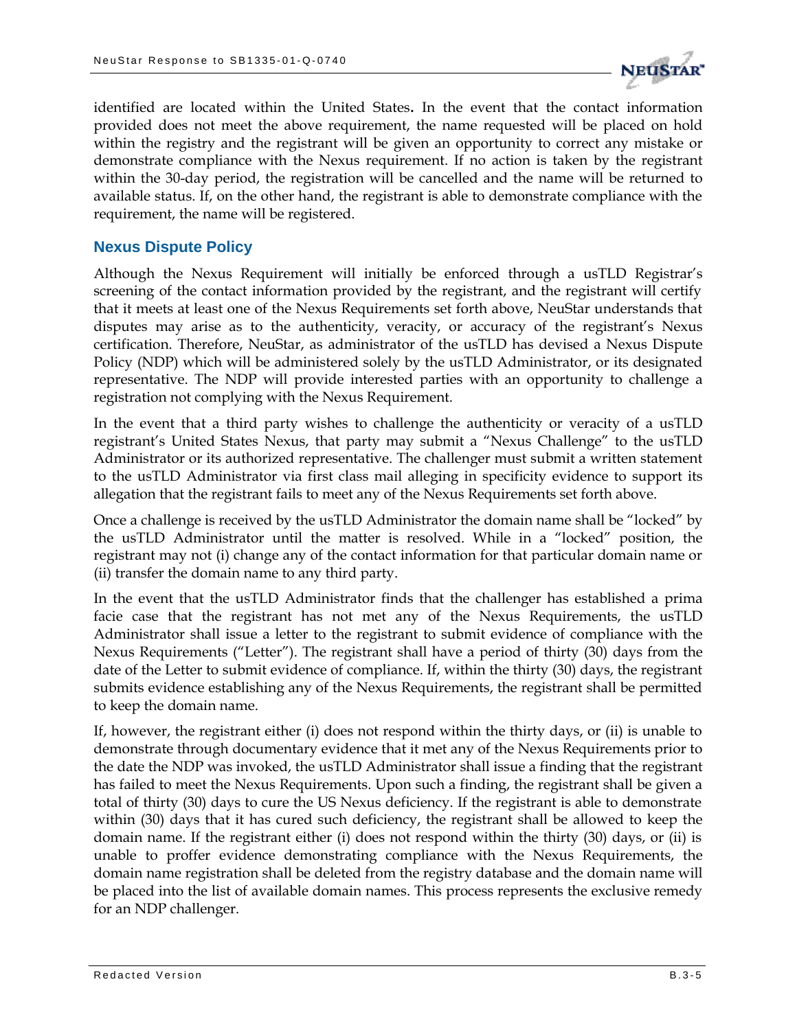identified are located within the United States**.** In the event that the contact information provided does not meet the above requirement, the name requested will be placed on hold within the registry and the registrant will be given an opportunity to correct any mistake or demonstrate compliance with the Nexus requirement. If no action is taken by the registrant within the 30-day period, the registration will be cancelled and the name will be returned to available status. If, on the other hand, the registrant is able to demonstrate compliance with the requirement, the name will be registered.

## Nexus Dispute Policy

Although the Nexus Requirement will initially be enforced through a usTLD Registrar's screening of the contact information provided by the registrant, and the registrant will certify that it meets at least one of the Nexus Requirements set forth above, NeuStar understands that disputes may arise as to the authenticity, veracity, or accuracy of the registrant's Nexus certification. Therefore, NeuStar, as administrator of the usTLD has devised a Nexus Dispute Policy (NDP) which will be administered solely by the usTLD Administrator, or its designated representative. The NDP will provide interested parties with an opportunity to challenge a registration not complying with the Nexus Requirement.

In the event that a third party wishes to challenge the authenticity or veracity of a usTLD registrant's United States Nexus, that party may submit a "Nexus Challenge" to the usTLD Administrator or its authorized representative. The challenger must submit a written statement to the usTLD Administrator via first class mail alleging in specificity evidence to support its allegation that the registrant fails to meet any of the Nexus Requirements set forth above.

Once a challenge is received by the usTLD Administrator the domain name shall be "locked" by the usTLD Administrator until the matter is resolved. While in a "locked" position, the registrant may not (i) change any of the contact information for that particular domain name or (ii) transfer the domain name to any third party.

In the event that the usTLD Administrator finds that the challenger has established a prima facie case that the registrant has not met any of the Nexus Requirements, the usTLD Administrator shall issue a letter to the registrant to submit evidence of compliance with the Nexus Requirements ("Letter"). The registrant shall have a period of thirty (30) days from the date of the Letter to submit evidence of compliance. If, within the thirty (30) days, the registrant submits evidence establishing any of the Nexus Requirements, the registrant shall be permitted to keep the domain name.

If, however, the registrant either (i) does not respond within the thirty days, or (ii) is unable to demonstrate through documentary evidence that it met any of the Nexus Requirements prior to the date the NDP was invoked, the usTLD Administrator shall issue a finding that the registrant has failed to meet the Nexus Requirements. Upon such a finding, the registrant shall be given a total of thirty (30) days to cure the US Nexus deficiency. If the registrant is able to demonstrate within (30) days that it has cured such deficiency, the registrant shall be allowed to keep the domain name. If the registrant either (i) does not respond within the thirty (30) days, or (ii) is unable to proffer evidence demonstrating compliance with the Nexus Requirements, the domain name registration shall be deleted from the registry database and the domain name will be placed into the list of available domain names. This process represents the exclusive remedy for an NDP challenger.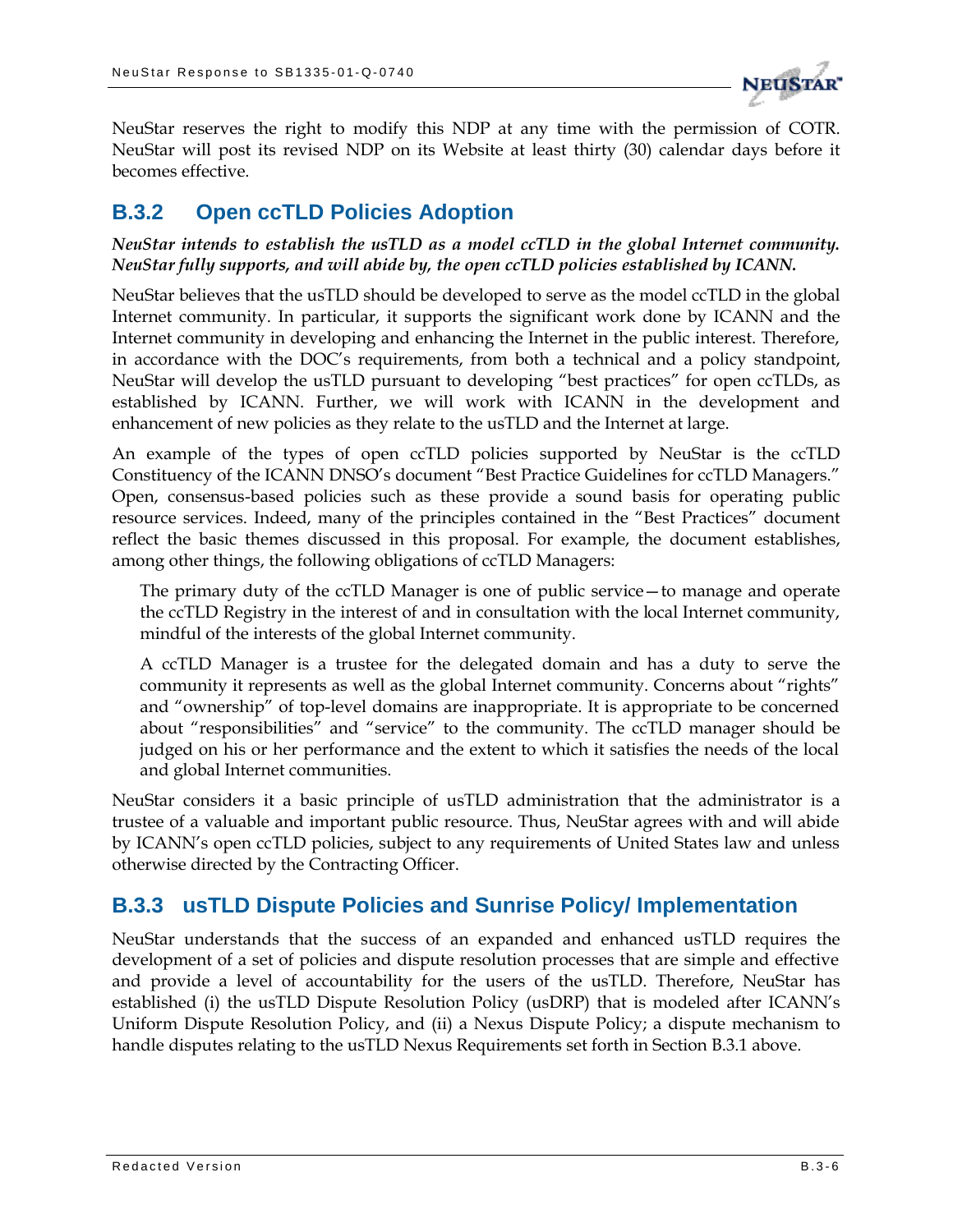NeuStar reserves the right to modify this NDP at any time with the permission of COTR. NeuStar will post its revised NDP on its Website at least thirty (30) calendar days before it becomes effective.

### B.3.2 Open ccTLD Policies Adoption

***NeuStar intends to establish the usTLD as a model ccTLD in the global Internet community. NeuStar fully supports, and will abide by, the open ccTLD policies established by ICANN.***

NeuStar believes that the usTLD should be developed to serve as the model ccTLD in the global Internet community. In particular, it supports the significant work done by ICANN and the Internet community in developing and enhancing the Internet in the public interest. Therefore, in accordance with the DOC's requirements, from both a technical and a policy standpoint, NeuStar will develop the usTLD pursuant to developing "best practices" for open ccTLDs, as established by ICANN. Further, we will work with ICANN in the development and enhancement of new policies as they relate to the usTLD and the Internet at large.

An example of the types of open ccTLD policies supported by NeuStar is the ccTLD Constituency of the ICANN DNSO's document "Best Practice Guidelines for ccTLD Managers." Open, consensus-based policies such as these provide a sound basis for operating public resource services. Indeed, many of the principles contained in the "Best Practices" document reflect the basic themes discussed in this proposal. For example, the document establishes, among other things, the following obligations of ccTLD Managers:

> The primary duty of the ccTLD Manager is one of public service—to manage and operate the ccTLD Registry in the interest of and in consultation with the local Internet community, mindful of the interests of the global Internet community.
>
> A ccTLD Manager is a trustee for the delegated domain and has a duty to serve the community it represents as well as the global Internet community. Concerns about "rights" and "ownership" of top-level domains are inappropriate. It is appropriate to be concerned about "responsibilities" and "service" to the community. The ccTLD manager should be judged on his or her performance and the extent to which it satisfies the needs of the local and global Internet communities.

NeuStar considers it a basic principle of usTLD administration that the administrator is a trustee of a valuable and important public resource. Thus, NeuStar agrees with and will abide by ICANN's open ccTLD policies, subject to any requirements of United States law and unless otherwise directed by the Contracting Officer.

### B.3.3 usTLD Dispute Policies and Sunrise Policy/ Implementation

NeuStar understands that the success of an expanded and enhanced usTLD requires the development of a set of policies and dispute resolution processes that are simple and effective and provide a level of accountability for the users of the usTLD. Therefore, NeuStar has established (i) the usTLD Dispute Resolution Policy (usDRP) that is modeled after ICANN's Uniform Dispute Resolution Policy, and (ii) a Nexus Dispute Policy; a dispute mechanism to handle disputes relating to the usTLD Nexus Requirements set forth in Section B.3.1 above.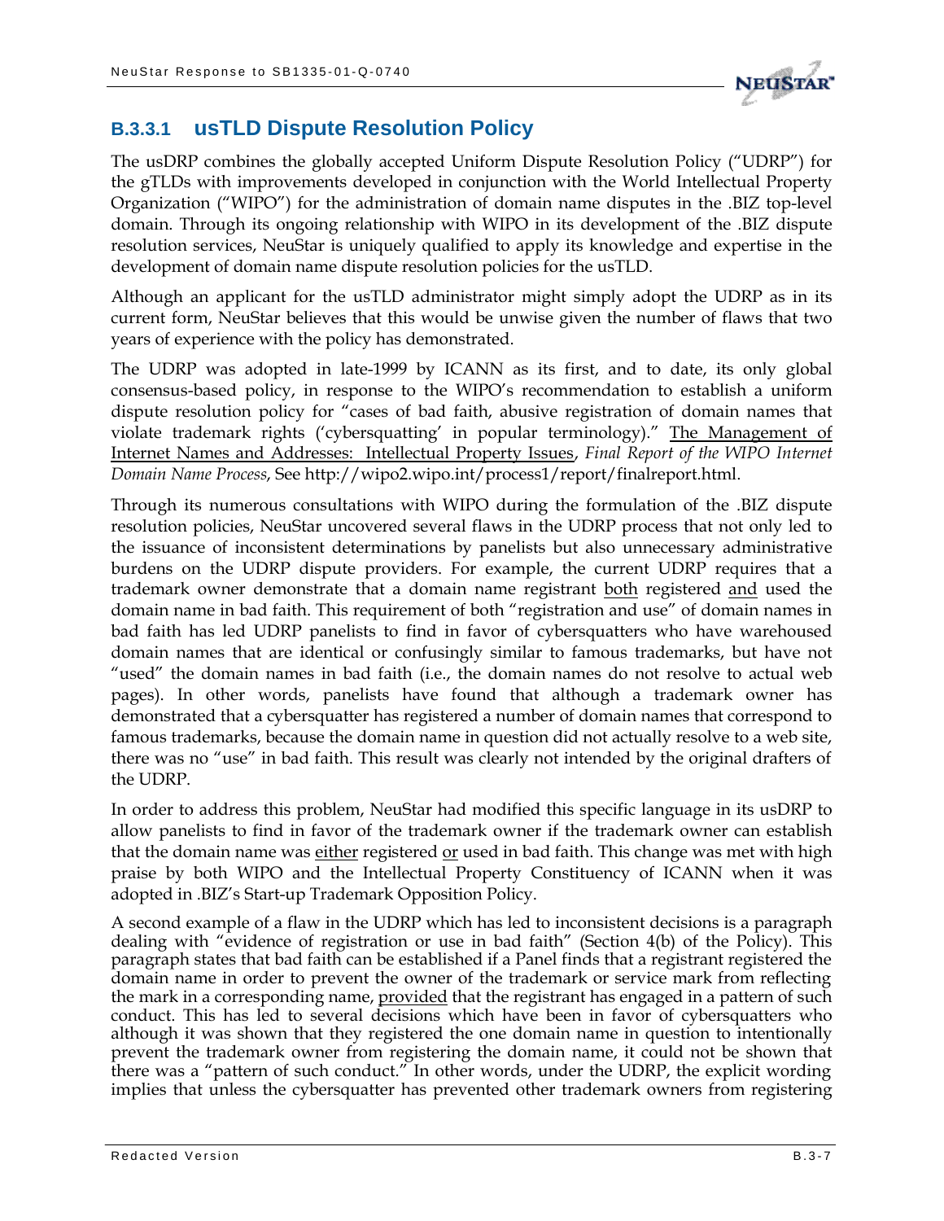### B.3.3.1 usTLD Dispute Resolution Policy

The usDRP combines the globally accepted Uniform Dispute Resolution Policy ("UDRP") for the gTLDs with improvements developed in conjunction with the World Intellectual Property Organization ("WIPO") for the administration of domain name disputes in the .BIZ top-level domain. Through its ongoing relationship with WIPO in its development of the .BIZ dispute resolution services, NeuStar is uniquely qualified to apply its knowledge and expertise in the development of domain name dispute resolution policies for the usTLD.

Although an applicant for the usTLD administrator might simply adopt the UDRP as in its current form, NeuStar believes that this would be unwise given the number of flaws that two years of experience with the policy has demonstrated.

The UDRP was adopted in late-1999 by ICANN as its first, and to date, its only global consensus-based policy, in response to the WIPO's recommendation to establish a uniform dispute resolution policy for "cases of bad faith, abusive registration of domain names that violate trademark rights ('cybersquatting' in popular terminology)." The Management of Internet Names and Addresses: Intellectual Property Issues, *Final Report of the WIPO Internet Domain Name Process*, See http://wipo2.wipo.int/process1/report/finalreport.html.

Through its numerous consultations with WIPO during the formulation of the .BIZ dispute resolution policies, NeuStar uncovered several flaws in the UDRP process that not only led to the issuance of inconsistent determinations by panelists but also unnecessary administrative burdens on the UDRP dispute providers. For example, the current UDRP requires that a trademark owner demonstrate that a domain name registrant both registered and used the domain name in bad faith. This requirement of both "registration and use" of domain names in bad faith has led UDRP panelists to find in favor of cybersquatters who have warehoused domain names that are identical or confusingly similar to famous trademarks, but have not "used" the domain names in bad faith (i.e., the domain names do not resolve to actual web pages). In other words, panelists have found that although a trademark owner has demonstrated that a cybersquatter has registered a number of domain names that correspond to famous trademarks, because the domain name in question did not actually resolve to a web site, there was no "use" in bad faith. This result was clearly not intended by the original drafters of the UDRP.

In order to address this problem, NeuStar had modified this specific language in its usDRP to allow panelists to find in favor of the trademark owner if the trademark owner can establish that the domain name was either registered or used in bad faith. This change was met with high praise by both WIPO and the Intellectual Property Constituency of ICANN when it was adopted in .BIZ's Start-up Trademark Opposition Policy.

A second example of a flaw in the UDRP which has led to inconsistent decisions is a paragraph dealing with "evidence of registration or use in bad faith" (Section 4(b) of the Policy). This paragraph states that bad faith can be established if a Panel finds that a registrant registered the domain name in order to prevent the owner of the trademark or service mark from reflecting the mark in a corresponding name, provided that the registrant has engaged in a pattern of such conduct. This has led to several decisions which have been in favor of cybersquatters who although it was shown that they registered the one domain name in question to intentionally prevent the trademark owner from registering the domain name, it could not be shown that there was a "pattern of such conduct." In other words, under the UDRP, the explicit wording implies that unless the cybersquatter has prevented other trademark owners from registering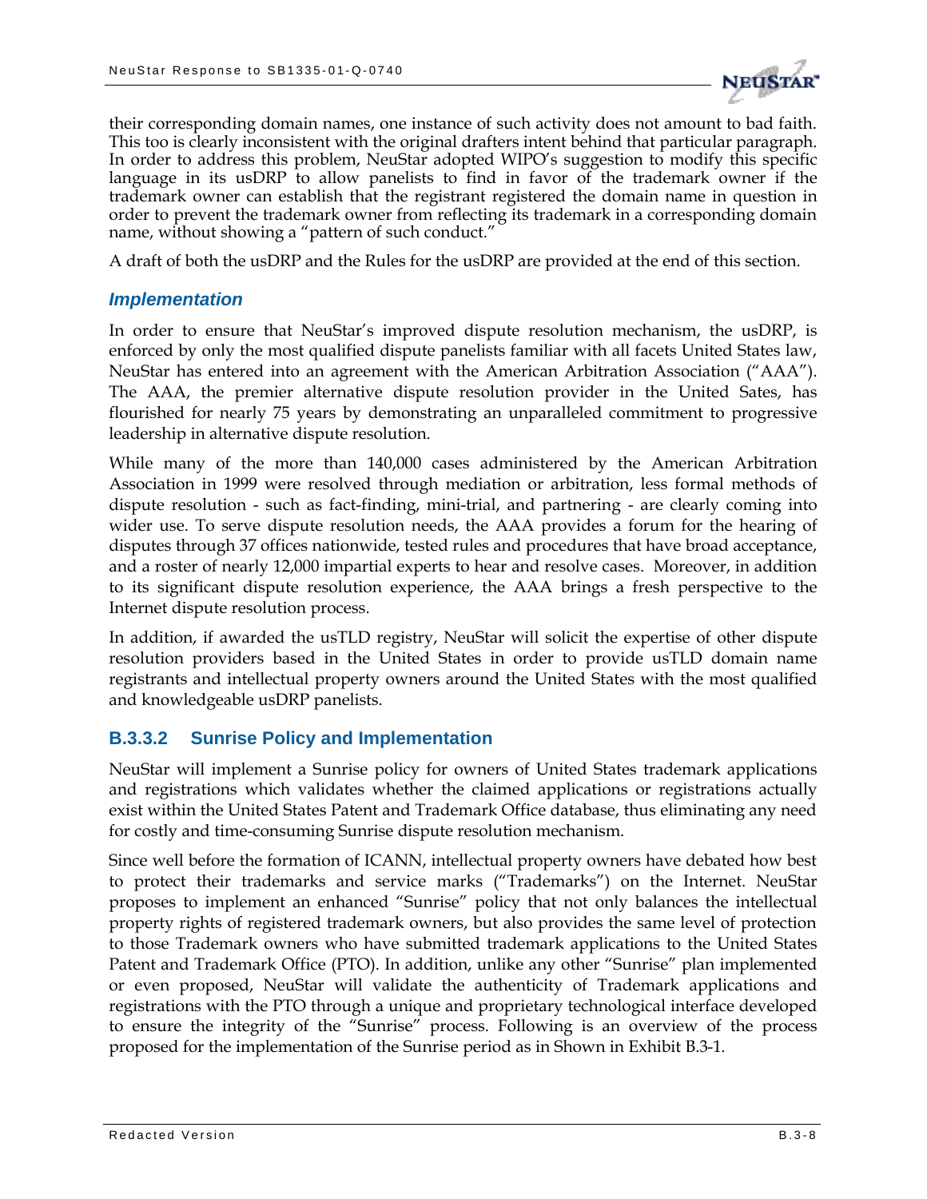their corresponding domain names, one instance of such activity does not amount to bad faith. This too is clearly inconsistent with the original drafters intent behind that particular paragraph. In order to address this problem, NeuStar adopted WIPO's suggestion to modify this specific language in its usDRP to allow panelists to find in favor of the trademark owner if the trademark owner can establish that the registrant registered the domain name in question in order to prevent the trademark owner from reflecting its trademark in a corresponding domain name, without showing a "pattern of such conduct."

A draft of both the usDRP and the Rules for the usDRP are provided at the end of this section.

### *Implementation*

In order to ensure that NeuStar's improved dispute resolution mechanism, the usDRP, is enforced by only the most qualified dispute panelists familiar with all facets United States law, NeuStar has entered into an agreement with the American Arbitration Association ("AAA"). The AAA, the premier alternative dispute resolution provider in the United Sates, has flourished for nearly 75 years by demonstrating an unparalleled commitment to progressive leadership in alternative dispute resolution.

While many of the more than 140,000 cases administered by the American Arbitration Association in 1999 were resolved through mediation or arbitration, less formal methods of dispute resolution - such as fact-finding, mini-trial, and partnering - are clearly coming into wider use. To serve dispute resolution needs, the AAA provides a forum for the hearing of disputes through 37 offices nationwide, tested rules and procedures that have broad acceptance, and a roster of nearly 12,000 impartial experts to hear and resolve cases. Moreover, in addition to its significant dispute resolution experience, the AAA brings a fresh perspective to the Internet dispute resolution process.

In addition, if awarded the usTLD registry, NeuStar will solicit the expertise of other dispute resolution providers based in the United States in order to provide usTLD domain name registrants and intellectual property owners around the United States with the most qualified and knowledgeable usDRP panelists.

## B.3.3.2 Sunrise Policy and Implementation

NeuStar will implement a Sunrise policy for owners of United States trademark applications and registrations which validates whether the claimed applications or registrations actually exist within the United States Patent and Trademark Office database, thus eliminating any need for costly and time-consuming Sunrise dispute resolution mechanism.

Since well before the formation of ICANN, intellectual property owners have debated how best to protect their trademarks and service marks ("Trademarks") on the Internet. NeuStar proposes to implement an enhanced "Sunrise" policy that not only balances the intellectual property rights of registered trademark owners, but also provides the same level of protection to those Trademark owners who have submitted trademark applications to the United States Patent and Trademark Office (PTO). In addition, unlike any other "Sunrise" plan implemented or even proposed, NeuStar will validate the authenticity of Trademark applications and registrations with the PTO through a unique and proprietary technological interface developed to ensure the integrity of the "Sunrise" process. Following is an overview of the process proposed for the implementation of the Sunrise period as in Shown in Exhibit B.3-1.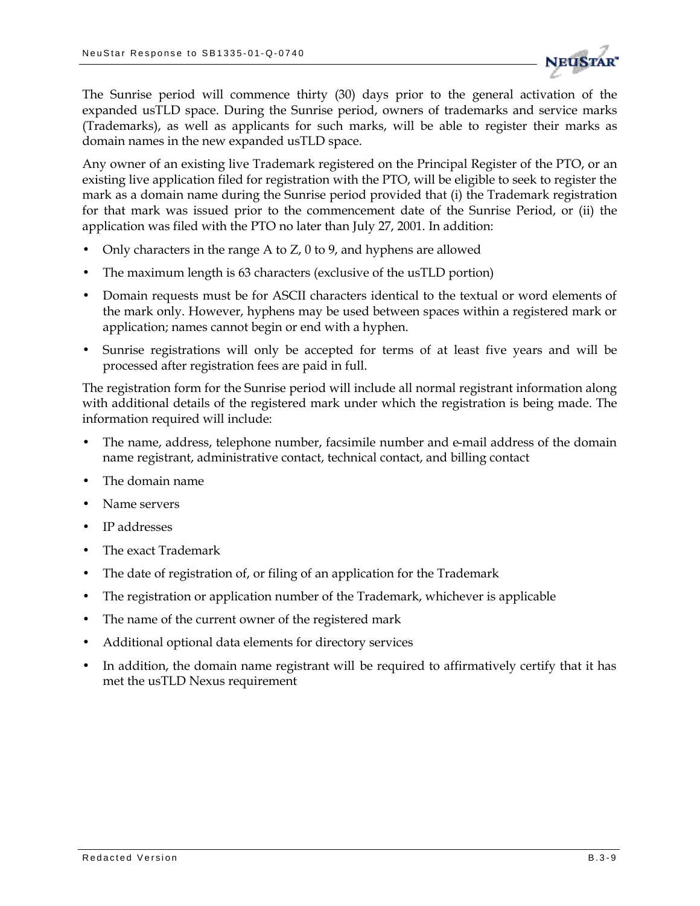The Sunrise period will commence thirty (30) days prior to the general activation of the expanded usTLD space. During the Sunrise period, owners of trademarks and service marks (Trademarks), as well as applicants for such marks, will be able to register their marks as domain names in the new expanded usTLD space.

Any owner of an existing live Trademark registered on the Principal Register of the PTO, or an existing live application filed for registration with the PTO, will be eligible to seek to register the mark as a domain name during the Sunrise period provided that (i) the Trademark registration for that mark was issued prior to the commencement date of the Sunrise Period, or (ii) the application was filed with the PTO no later than July 27, 2001. In addition:

- Only characters in the range A to Z, 0 to 9, and hyphens are allowed
- The maximum length is 63 characters (exclusive of the usTLD portion)
- Domain requests must be for ASCII characters identical to the textual or word elements of the mark only. However, hyphens may be used between spaces within a registered mark or application; names cannot begin or end with a hyphen.
- Sunrise registrations will only be accepted for terms of at least five years and will be processed after registration fees are paid in full.

The registration form for the Sunrise period will include all normal registrant information along with additional details of the registered mark under which the registration is being made. The information required will include:

- The name, address, telephone number, facsimile number and e-mail address of the domain name registrant, administrative contact, technical contact, and billing contact
- The domain name
- Name servers
- IP addresses
- The exact Trademark
- The date of registration of, or filing of an application for the Trademark
- The registration or application number of the Trademark, whichever is applicable
- The name of the current owner of the registered mark
- Additional optional data elements for directory services
- In addition, the domain name registrant will be required to affirmatively certify that it has met the usTLD Nexus requirement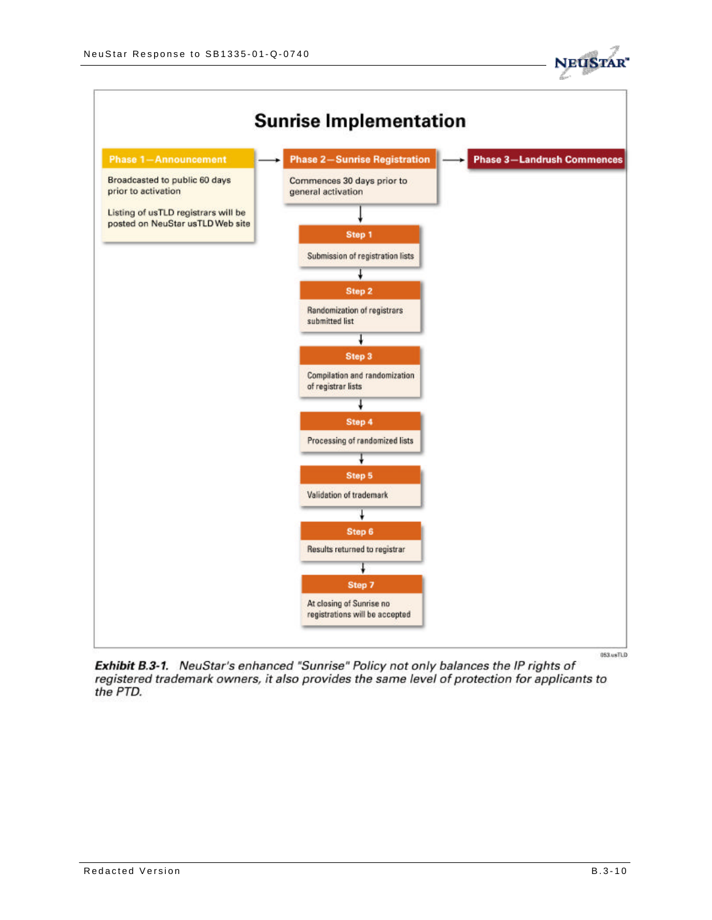## Sunrise Implementation

**Phase 1—Announcement**

Broadcasted to public 60 days prior to activation

Listing of usTLD registrars will be posted on NeuStar usTLD Web site

→ **Phase 2—Sunrise Registration**

Commences 30 days prior to general activation

- **Step 1** — Submission of registration lists
- **Step 2** — Randomization of registrars submitted list
- **Step 3** — Compilation and randomization of registrar lists
- **Step 4** — Processing of randomized lists
- **Step 5** — Validation of trademark
- **Step 6** — Results returned to registrar
- **Step 7** — At closing of Sunrise no registrations will be accepted

→ **Phase 3—Landrush Commences**

053.usTLD

***Exhibit B.3-1.*** *NeuStar's enhanced "Sunrise" Policy not only balances the IP rights of registered trademark owners, it also provides the same level of protection for applicants to the PTD.*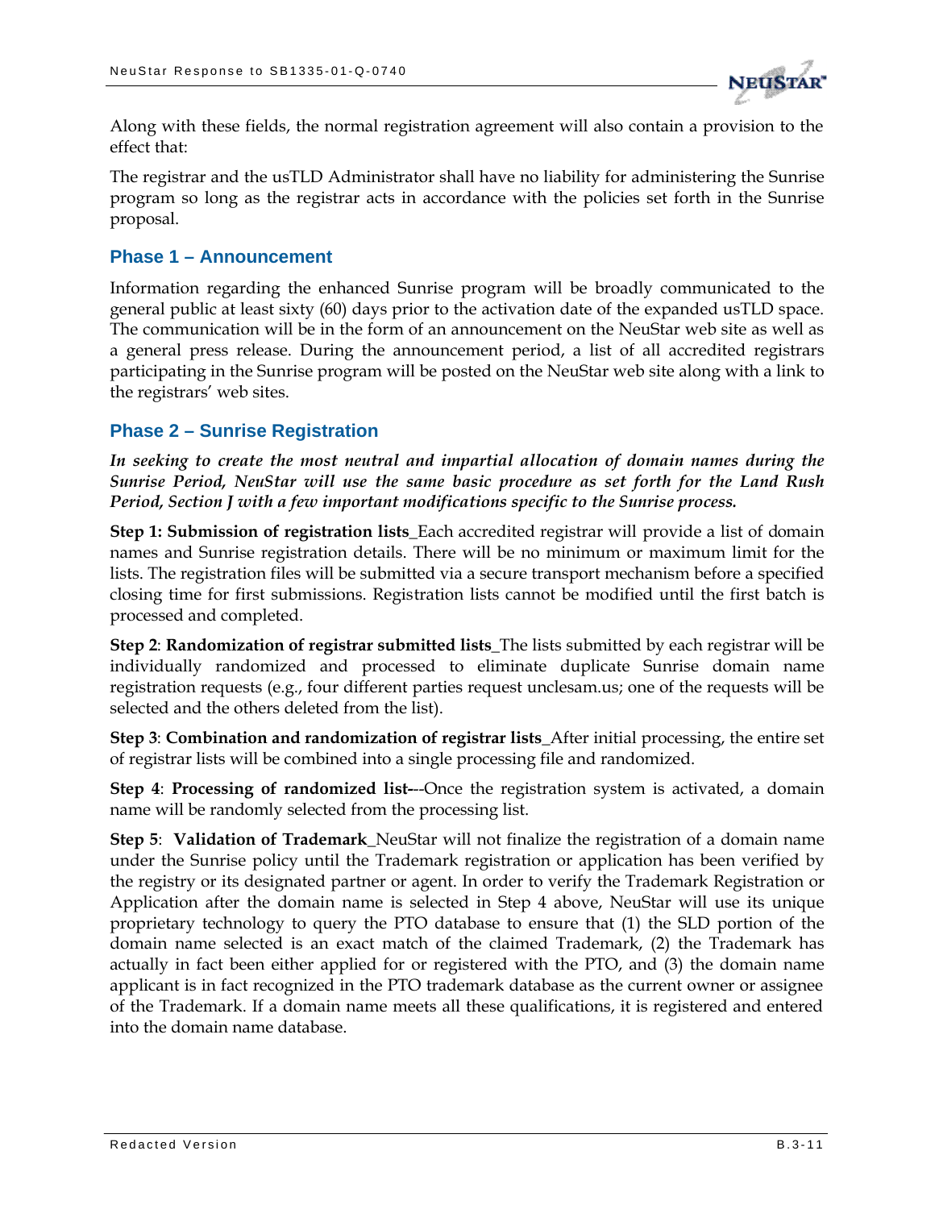Along with these fields, the normal registration agreement will also contain a provision to the effect that:

The registrar and the usTLD Administrator shall have no liability for administering the Sunrise program so long as the registrar acts in accordance with the policies set forth in the Sunrise proposal.

### Phase 1 – Announcement

Information regarding the enhanced Sunrise program will be broadly communicated to the general public at least sixty (60) days prior to the activation date of the expanded usTLD space. The communication will be in the form of an announcement on the NeuStar web site as well as a general press release. During the announcement period, a list of all accredited registrars participating in the Sunrise program will be posted on the NeuStar web site along with a link to the registrars' web sites.

### Phase 2 – Sunrise Registration

***In seeking to create the most neutral and impartial allocation of domain names during the Sunrise Period, NeuStar will use the same basic procedure as set forth for the Land Rush Period, Section J with a few important modifications specific to the Sunrise process.***

**Step 1: Submission of registration lists**_Each accredited registrar will provide a list of domain names and Sunrise registration details. There will be no minimum or maximum limit for the lists. The registration files will be submitted via a secure transport mechanism before a specified closing time for first submissions. Registration lists cannot be modified until the first batch is processed and completed.

**Step 2**: **Randomization of registrar submitted lists**_The lists submitted by each registrar will be individually randomized and processed to eliminate duplicate Sunrise domain name registration requests (e.g., four different parties request unclesam.us; one of the requests will be selected and the others deleted from the list).

**Step 3**: **Combination and randomization of registrar lists**_After initial processing, the entire set of registrar lists will be combined into a single processing file and randomized.

**Step 4**: **Processing of randomized list-**--Once the registration system is activated, a domain name will be randomly selected from the processing list.

**Step 5**: **Validation of Trademark**_NeuStar will not finalize the registration of a domain name under the Sunrise policy until the Trademark registration or application has been verified by the registry or its designated partner or agent. In order to verify the Trademark Registration or Application after the domain name is selected in Step 4 above, NeuStar will use its unique proprietary technology to query the PTO database to ensure that (1) the SLD portion of the domain name selected is an exact match of the claimed Trademark, (2) the Trademark has actually in fact been either applied for or registered with the PTO, and (3) the domain name applicant is in fact recognized in the PTO trademark database as the current owner or assignee of the Trademark. If a domain name meets all these qualifications, it is registered and entered into the domain name database.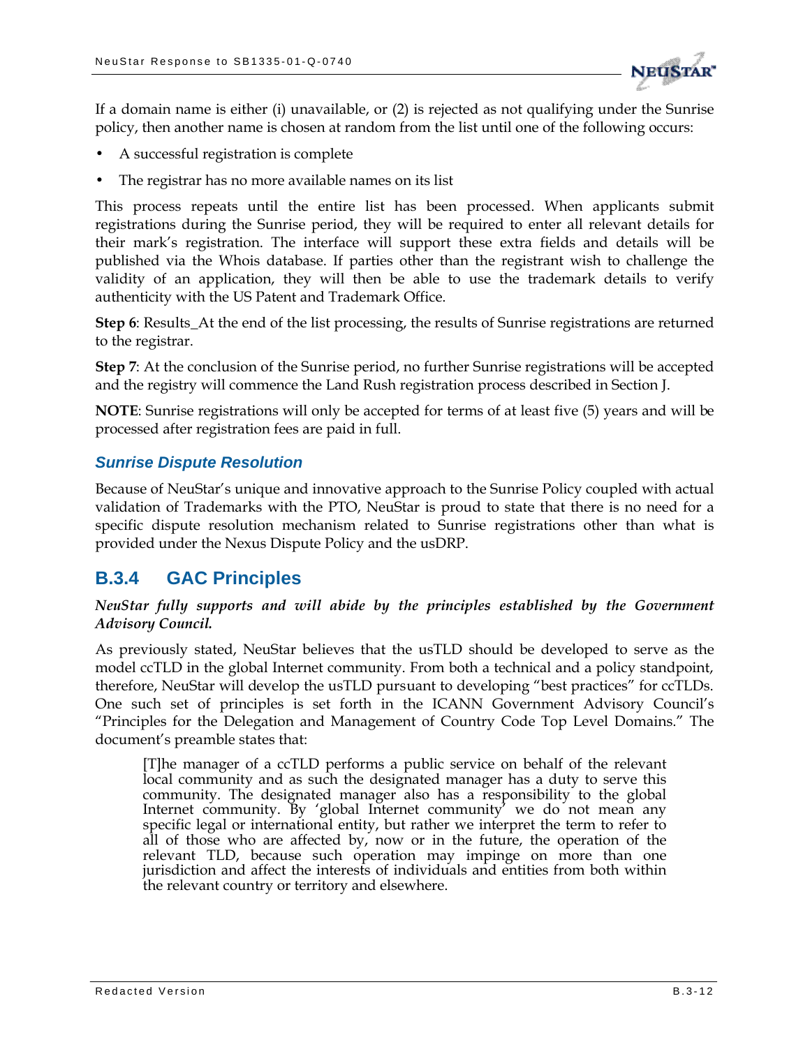If a domain name is either (i) unavailable, or (2) is rejected as not qualifying under the Sunrise policy, then another name is chosen at random from the list until one of the following occurs:

- A successful registration is complete
- The registrar has no more available names on its list

This process repeats until the entire list has been processed. When applicants submit registrations during the Sunrise period, they will be required to enter all relevant details for their mark's registration. The interface will support these extra fields and details will be published via the Whois database. If parties other than the registrant wish to challenge the validity of an application, they will then be able to use the trademark details to verify authenticity with the US Patent and Trademark Office.

**Step 6**: Results_At the end of the list processing, the results of Sunrise registrations are returned to the registrar.

**Step 7**: At the conclusion of the Sunrise period, no further Sunrise registrations will be accepted and the registry will commence the Land Rush registration process described in Section J.

**NOTE**: Sunrise registrations will only be accepted for terms of at least five (5) years and will be processed after registration fees are paid in full.

### *Sunrise Dispute Resolution*

Because of NeuStar's unique and innovative approach to the Sunrise Policy coupled with actual validation of Trademarks with the PTO, NeuStar is proud to state that there is no need for a specific dispute resolution mechanism related to Sunrise registrations other than what is provided under the Nexus Dispute Policy and the usDRP.

## B.3.4 GAC Principles

***NeuStar fully supports and will abide by the principles established by the Government Advisory Council.***

As previously stated, NeuStar believes that the usTLD should be developed to serve as the model ccTLD in the global Internet community. From both a technical and a policy standpoint, therefore, NeuStar will develop the usTLD pursuant to developing "best practices" for ccTLDs. One such set of principles is set forth in the ICANN Government Advisory Council's "Principles for the Delegation and Management of Country Code Top Level Domains." The document's preamble states that:

> [T]he manager of a ccTLD performs a public service on behalf of the relevant local community and as such the designated manager has a duty to serve this community. The designated manager also has a responsibility to the global Internet community. By 'global Internet community' we do not mean any specific legal or international entity, but rather we interpret the term to refer to all of those who are affected by, now or in the future, the operation of the relevant TLD, because such operation may impinge on more than one jurisdiction and affect the interests of individuals and entities from both within the relevant country or territory and elsewhere.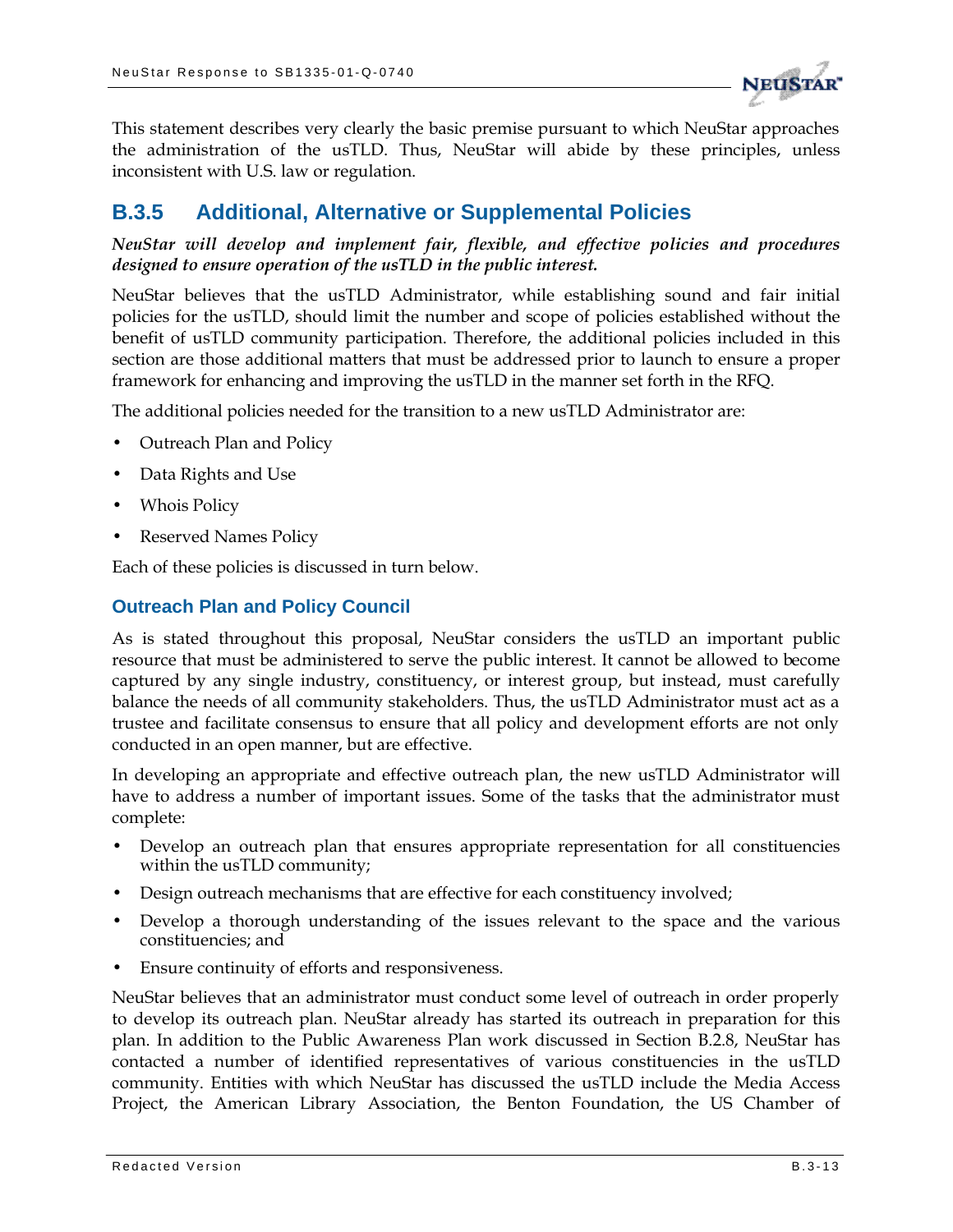This statement describes very clearly the basic premise pursuant to which NeuStar approaches the administration of the usTLD. Thus, NeuStar will abide by these principles, unless inconsistent with U.S. law or regulation.

## B.3.5 Additional, Alternative or Supplemental Policies

***NeuStar will develop and implement fair, flexible, and effective policies and procedures designed to ensure operation of the usTLD in the public interest.***

NeuStar believes that the usTLD Administrator, while establishing sound and fair initial policies for the usTLD, should limit the number and scope of policies established without the benefit of usTLD community participation. Therefore, the additional policies included in this section are those additional matters that must be addressed prior to launch to ensure a proper framework for enhancing and improving the usTLD in the manner set forth in the RFQ.

The additional policies needed for the transition to a new usTLD Administrator are:

- Outreach Plan and Policy
- Data Rights and Use
- Whois Policy
- Reserved Names Policy

Each of these policies is discussed in turn below.

### Outreach Plan and Policy Council

As is stated throughout this proposal, NeuStar considers the usTLD an important public resource that must be administered to serve the public interest. It cannot be allowed to become captured by any single industry, constituency, or interest group, but instead, must carefully balance the needs of all community stakeholders. Thus, the usTLD Administrator must act as a trustee and facilitate consensus to ensure that all policy and development efforts are not only conducted in an open manner, but are effective.

In developing an appropriate and effective outreach plan, the new usTLD Administrator will have to address a number of important issues. Some of the tasks that the administrator must complete:

- Develop an outreach plan that ensures appropriate representation for all constituencies within the usTLD community;
- Design outreach mechanisms that are effective for each constituency involved;
- Develop a thorough understanding of the issues relevant to the space and the various constituencies; and
- Ensure continuity of efforts and responsiveness.

NeuStar believes that an administrator must conduct some level of outreach in order properly to develop its outreach plan. NeuStar already has started its outreach in preparation for this plan. In addition to the Public Awareness Plan work discussed in Section B.2.8, NeuStar has contacted a number of identified representatives of various constituencies in the usTLD community. Entities with which NeuStar has discussed the usTLD include the Media Access Project, the American Library Association, the Benton Foundation, the US Chamber of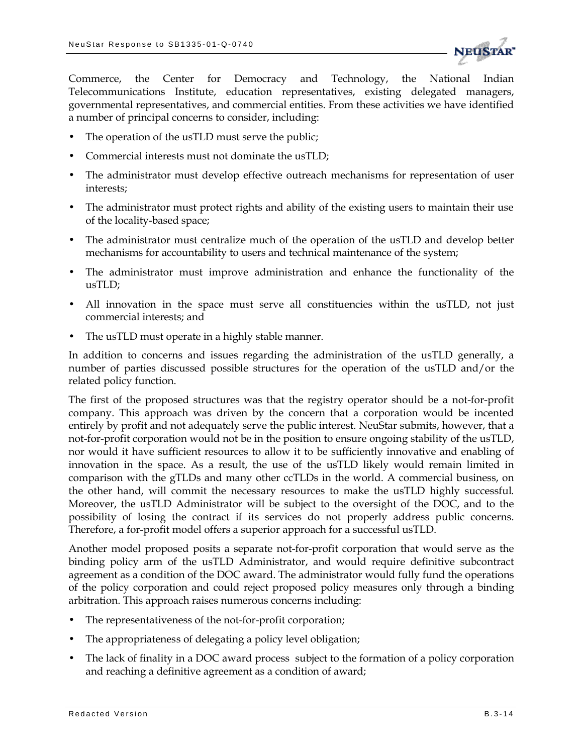Commerce, the Center for Democracy and Technology, the National Indian Telecommunications Institute, education representatives, existing delegated managers, governmental representatives, and commercial entities. From these activities we have identified a number of principal concerns to consider, including:

- The operation of the usTLD must serve the public;
- Commercial interests must not dominate the usTLD;
- The administrator must develop effective outreach mechanisms for representation of user interests;
- The administrator must protect rights and ability of the existing users to maintain their use of the locality-based space;
- The administrator must centralize much of the operation of the usTLD and develop better mechanisms for accountability to users and technical maintenance of the system;
- The administrator must improve administration and enhance the functionality of the usTLD;
- All innovation in the space must serve all constituencies within the usTLD, not just commercial interests; and
- The usTLD must operate in a highly stable manner.

In addition to concerns and issues regarding the administration of the usTLD generally, a number of parties discussed possible structures for the operation of the usTLD and/or the related policy function.

The first of the proposed structures was that the registry operator should be a not-for-profit company. This approach was driven by the concern that a corporation would be incented entirely by profit and not adequately serve the public interest. NeuStar submits, however, that a not-for-profit corporation would not be in the position to ensure ongoing stability of the usTLD, nor would it have sufficient resources to allow it to be sufficiently innovative and enabling of innovation in the space. As a result, the use of the usTLD likely would remain limited in comparison with the gTLDs and many other ccTLDs in the world. A commercial business, on the other hand, will commit the necessary resources to make the usTLD highly successful. Moreover, the usTLD Administrator will be subject to the oversight of the DOC, and to the possibility of losing the contract if its services do not properly address public concerns. Therefore, a for-profit model offers a superior approach for a successful usTLD.

Another model proposed posits a separate not-for-profit corporation that would serve as the binding policy arm of the usTLD Administrator, and would require definitive subcontract agreement as a condition of the DOC award. The administrator would fully fund the operations of the policy corporation and could reject proposed policy measures only through a binding arbitration. This approach raises numerous concerns including:

- The representativeness of the not-for-profit corporation;
- The appropriateness of delegating a policy level obligation;
- The lack of finality in a DOC award process subject to the formation of a policy corporation and reaching a definitive agreement as a condition of award;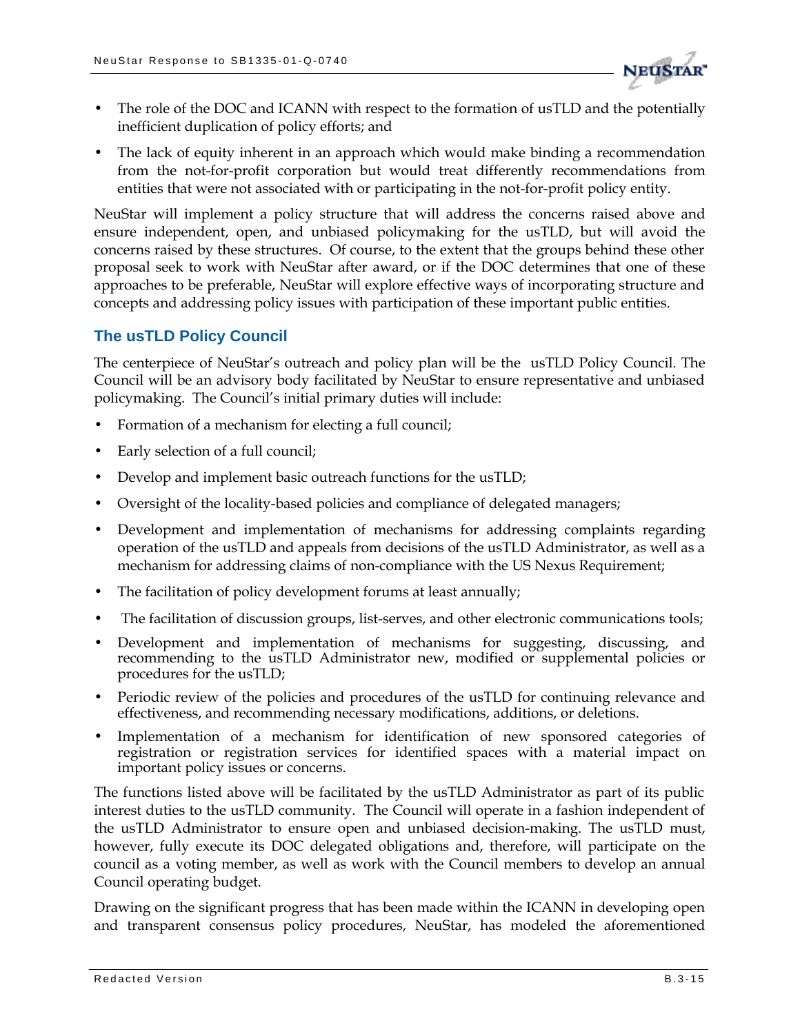- The role of the DOC and ICANN with respect to the formation of usTLD and the potentially inefficient duplication of policy efforts; and
- The lack of equity inherent in an approach which would make binding a recommendation from the not-for-profit corporation but would treat differently recommendations from entities that were not associated with or participating in the not-for-profit policy entity.

NeuStar will implement a policy structure that will address the concerns raised above and ensure independent, open, and unbiased policymaking for the usTLD, but will avoid the concerns raised by these structures. Of course, to the extent that the groups behind these other proposal seek to work with NeuStar after award, or if the DOC determines that one of these approaches to be preferable, NeuStar will explore effective ways of incorporating structure and concepts and addressing policy issues with participation of these important public entities.

## The usTLD Policy Council

The centerpiece of NeuStar's outreach and policy plan will be the usTLD Policy Council. The Council will be an advisory body facilitated by NeuStar to ensure representative and unbiased policymaking. The Council's initial primary duties will include:

- Formation of a mechanism for electing a full council;
- Early selection of a full council;
- Develop and implement basic outreach functions for the usTLD;
- Oversight of the locality-based policies and compliance of delegated managers;
- Development and implementation of mechanisms for addressing complaints regarding operation of the usTLD and appeals from decisions of the usTLD Administrator, as well as a mechanism for addressing claims of non-compliance with the US Nexus Requirement;
- The facilitation of policy development forums at least annually;
- The facilitation of discussion groups, list-serves, and other electronic communications tools;
- Development and implementation of mechanisms for suggesting, discussing, and recommending to the usTLD Administrator new, modified or supplemental policies or procedures for the usTLD;
- Periodic review of the policies and procedures of the usTLD for continuing relevance and effectiveness, and recommending necessary modifications, additions, or deletions.
- Implementation of a mechanism for identification of new sponsored categories of registration or registration services for identified spaces with a material impact on important policy issues or concerns.

The functions listed above will be facilitated by the usTLD Administrator as part of its public interest duties to the usTLD community. The Council will operate in a fashion independent of the usTLD Administrator to ensure open and unbiased decision-making. The usTLD must, however, fully execute its DOC delegated obligations and, therefore, will participate on the council as a voting member, as well as work with the Council members to develop an annual Council operating budget.

Drawing on the significant progress that has been made within the ICANN in developing open and transparent consensus policy procedures, NeuStar, has modeled the aforementioned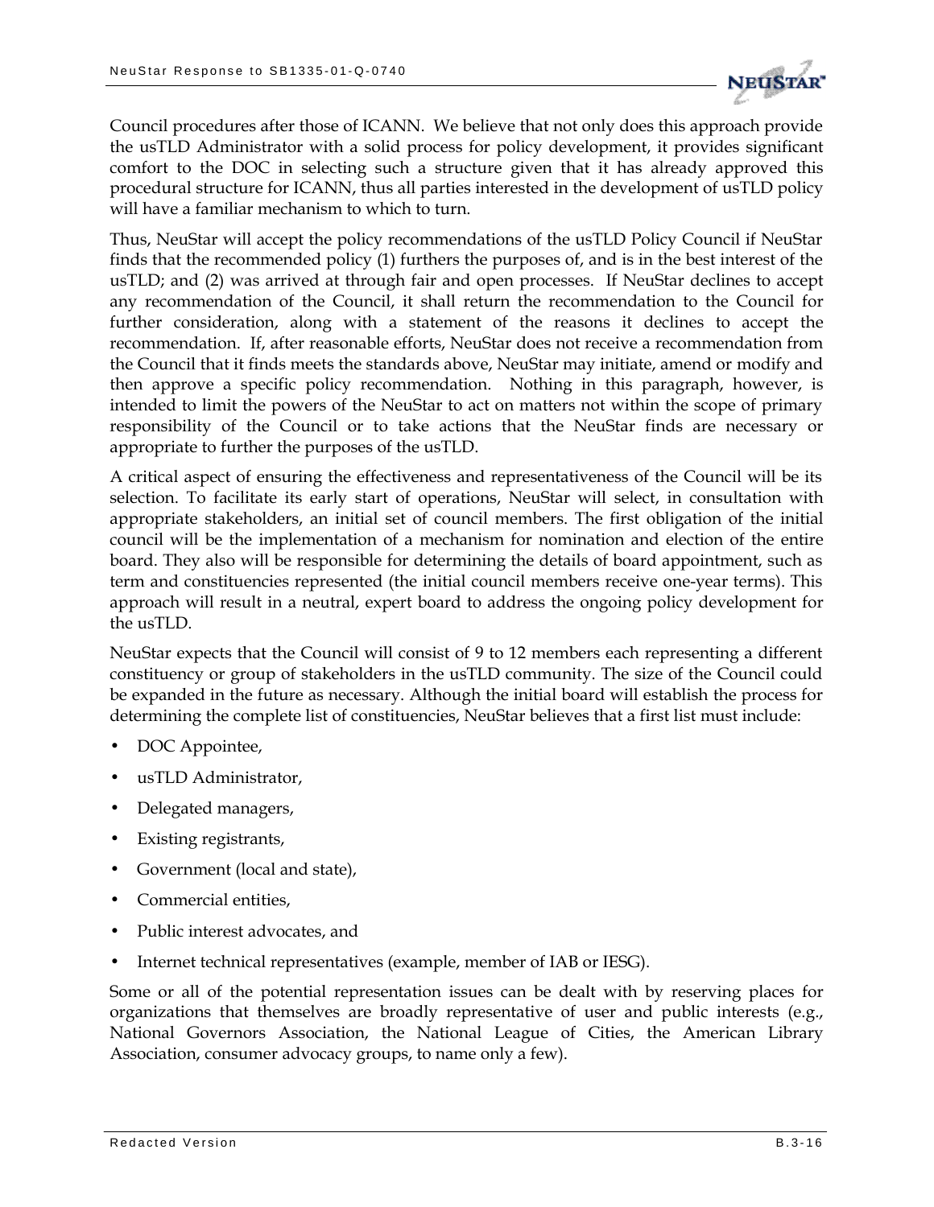Council procedures after those of ICANN. We believe that not only does this approach provide the usTLD Administrator with a solid process for policy development, it provides significant comfort to the DOC in selecting such a structure given that it has already approved this procedural structure for ICANN, thus all parties interested in the development of usTLD policy will have a familiar mechanism to which to turn.

Thus, NeuStar will accept the policy recommendations of the usTLD Policy Council if NeuStar finds that the recommended policy (1) furthers the purposes of, and is in the best interest of the usTLD; and (2) was arrived at through fair and open processes. If NeuStar declines to accept any recommendation of the Council, it shall return the recommendation to the Council for further consideration, along with a statement of the reasons it declines to accept the recommendation. If, after reasonable efforts, NeuStar does not receive a recommendation from the Council that it finds meets the standards above, NeuStar may initiate, amend or modify and then approve a specific policy recommendation. Nothing in this paragraph, however, is intended to limit the powers of the NeuStar to act on matters not within the scope of primary responsibility of the Council or to take actions that the NeuStar finds are necessary or appropriate to further the purposes of the usTLD.

A critical aspect of ensuring the effectiveness and representativeness of the Council will be its selection. To facilitate its early start of operations, NeuStar will select, in consultation with appropriate stakeholders, an initial set of council members. The first obligation of the initial council will be the implementation of a mechanism for nomination and election of the entire board. They also will be responsible for determining the details of board appointment, such as term and constituencies represented (the initial council members receive one-year terms). This approach will result in a neutral, expert board to address the ongoing policy development for the usTLD.

NeuStar expects that the Council will consist of 9 to 12 members each representing a different constituency or group of stakeholders in the usTLD community. The size of the Council could be expanded in the future as necessary. Although the initial board will establish the process for determining the complete list of constituencies, NeuStar believes that a first list must include:

- DOC Appointee,
- usTLD Administrator,
- Delegated managers,
- Existing registrants,
- Government (local and state),
- Commercial entities,
- Public interest advocates, and
- Internet technical representatives (example, member of IAB or IESG).

Some or all of the potential representation issues can be dealt with by reserving places for organizations that themselves are broadly representative of user and public interests (e.g., National Governors Association, the National League of Cities, the American Library Association, consumer advocacy groups, to name only a few).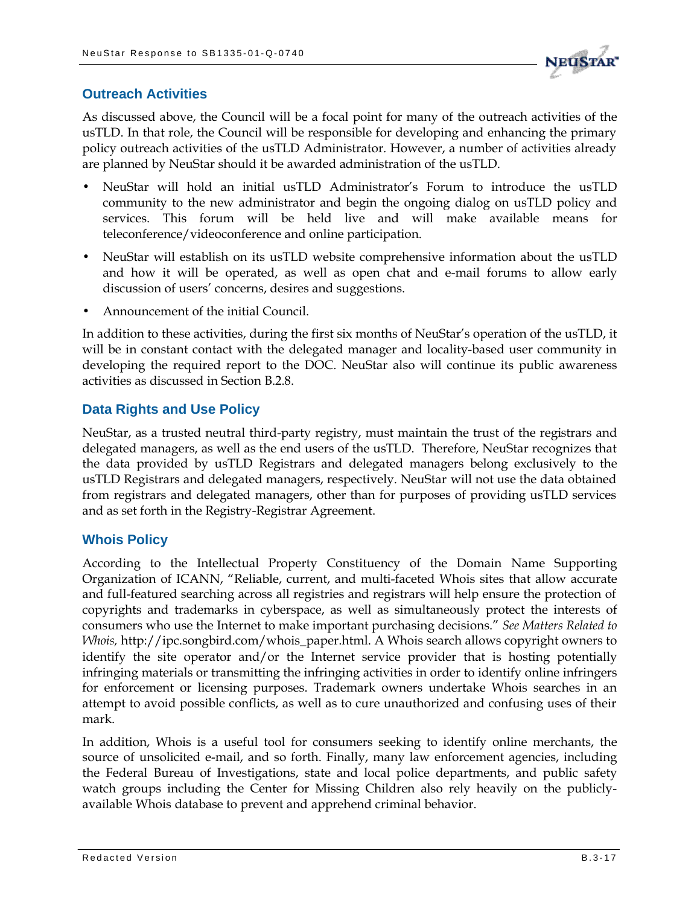## Outreach Activities

As discussed above, the Council will be a focal point for many of the outreach activities of the usTLD. In that role, the Council will be responsible for developing and enhancing the primary policy outreach activities of the usTLD Administrator. However, a number of activities already are planned by NeuStar should it be awarded administration of the usTLD.

- NeuStar will hold an initial usTLD Administrator's Forum to introduce the usTLD community to the new administrator and begin the ongoing dialog on usTLD policy and services. This forum will be held live and will make available means for teleconference/videoconference and online participation.
- NeuStar will establish on its usTLD website comprehensive information about the usTLD and how it will be operated, as well as open chat and e-mail forums to allow early discussion of users' concerns, desires and suggestions.
- Announcement of the initial Council.

In addition to these activities, during the first six months of NeuStar's operation of the usTLD, it will be in constant contact with the delegated manager and locality-based user community in developing the required report to the DOC. NeuStar also will continue its public awareness activities as discussed in Section B.2.8.

## Data Rights and Use Policy

NeuStar, as a trusted neutral third-party registry, must maintain the trust of the registrars and delegated managers, as well as the end users of the usTLD. Therefore, NeuStar recognizes that the data provided by usTLD Registrars and delegated managers belong exclusively to the usTLD Registrars and delegated managers, respectively. NeuStar will not use the data obtained from registrars and delegated managers, other than for purposes of providing usTLD services and as set forth in the Registry-Registrar Agreement.

## Whois Policy

According to the Intellectual Property Constituency of the Domain Name Supporting Organization of ICANN, "Reliable, current, and multi-faceted Whois sites that allow accurate and full-featured searching across all registries and registrars will help ensure the protection of copyrights and trademarks in cyberspace, as well as simultaneously protect the interests of consumers who use the Internet to make important purchasing decisions." *See Matters Related to Whois,* http://ipc.songbird.com/whois_paper.html. A Whois search allows copyright owners to identify the site operator and/or the Internet service provider that is hosting potentially infringing materials or transmitting the infringing activities in order to identify online infringers for enforcement or licensing purposes. Trademark owners undertake Whois searches in an attempt to avoid possible conflicts, as well as to cure unauthorized and confusing uses of their mark.

In addition, Whois is a useful tool for consumers seeking to identify online merchants, the source of unsolicited e-mail, and so forth. Finally, many law enforcement agencies, including the Federal Bureau of Investigations, state and local police departments, and public safety watch groups including the Center for Missing Children also rely heavily on the publicly-available Whois database to prevent and apprehend criminal behavior.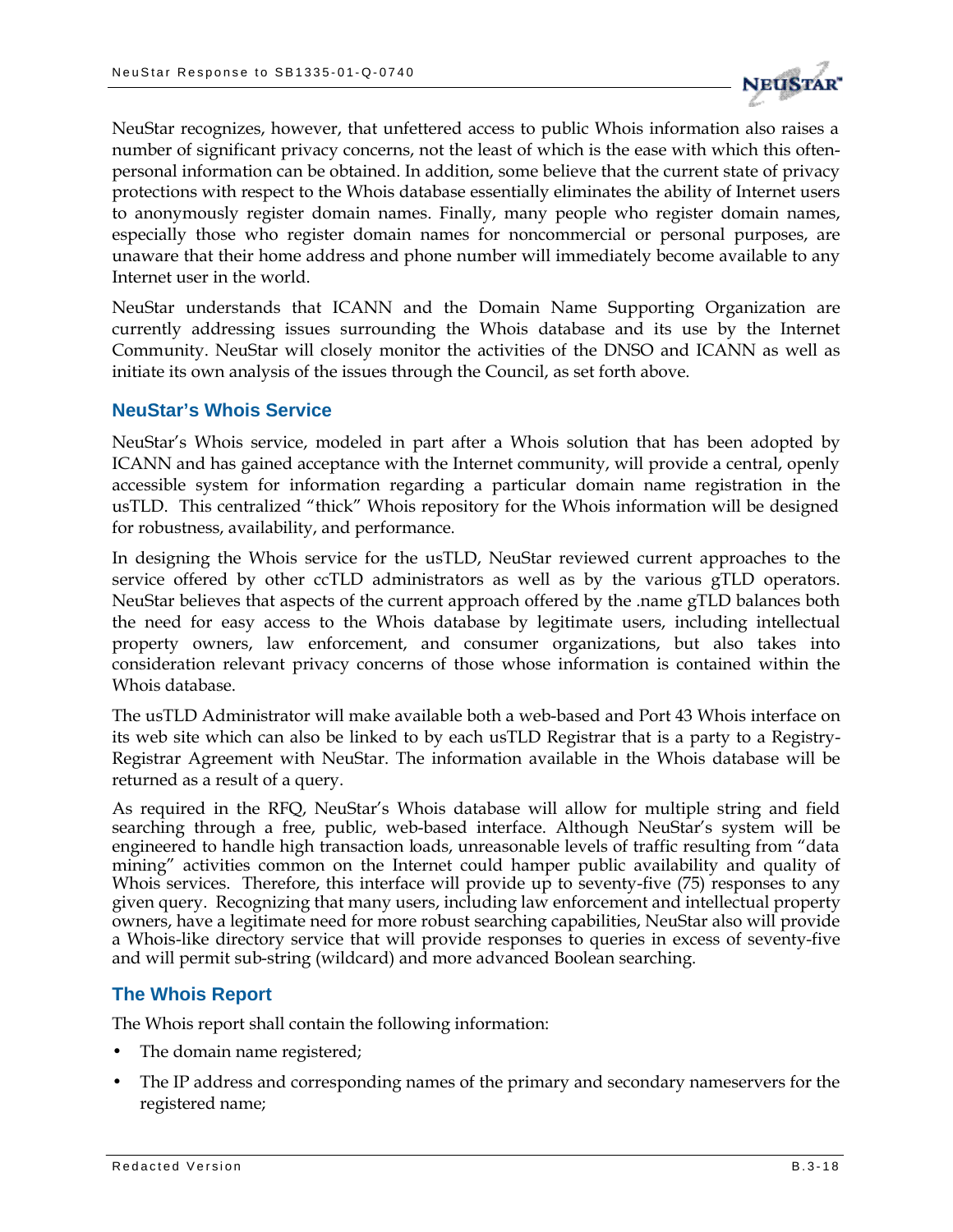NeuStar recognizes, however, that unfettered access to public Whois information also raises a number of significant privacy concerns, not the least of which is the ease with which this often-personal information can be obtained. In addition, some believe that the current state of privacy protections with respect to the Whois database essentially eliminates the ability of Internet users to anonymously register domain names. Finally, many people who register domain names, especially those who register domain names for noncommercial or personal purposes, are unaware that their home address and phone number will immediately become available to any Internet user in the world.

NeuStar understands that ICANN and the Domain Name Supporting Organization are currently addressing issues surrounding the Whois database and its use by the Internet Community. NeuStar will closely monitor the activities of the DNSO and ICANN as well as initiate its own analysis of the issues through the Council, as set forth above.

### NeuStar's Whois Service

NeuStar's Whois service, modeled in part after a Whois solution that has been adopted by ICANN and has gained acceptance with the Internet community, will provide a central, openly accessible system for information regarding a particular domain name registration in the usTLD. This centralized "thick" Whois repository for the Whois information will be designed for robustness, availability, and performance.

In designing the Whois service for the usTLD, NeuStar reviewed current approaches to the service offered by other ccTLD administrators as well as by the various gTLD operators. NeuStar believes that aspects of the current approach offered by the .name gTLD balances both the need for easy access to the Whois database by legitimate users, including intellectual property owners, law enforcement, and consumer organizations, but also takes into consideration relevant privacy concerns of those whose information is contained within the Whois database.

The usTLD Administrator will make available both a web-based and Port 43 Whois interface on its web site which can also be linked to by each usTLD Registrar that is a party to a Registry-Registrar Agreement with NeuStar. The information available in the Whois database will be returned as a result of a query.

As required in the RFQ, NeuStar's Whois database will allow for multiple string and field searching through a free, public, web-based interface. Although NeuStar's system will be engineered to handle high transaction loads, unreasonable levels of traffic resulting from "data mining" activities common on the Internet could hamper public availability and quality of Whois services. Therefore, this interface will provide up to seventy-five (75) responses to any given query. Recognizing that many users, including law enforcement and intellectual property owners, have a legitimate need for more robust searching capabilities, NeuStar also will provide a Whois-like directory service that will provide responses to queries in excess of seventy-five and will permit sub-string (wildcard) and more advanced Boolean searching.

### The Whois Report

The Whois report shall contain the following information:

- The domain name registered;
- The IP address and corresponding names of the primary and secondary nameservers for the registered name;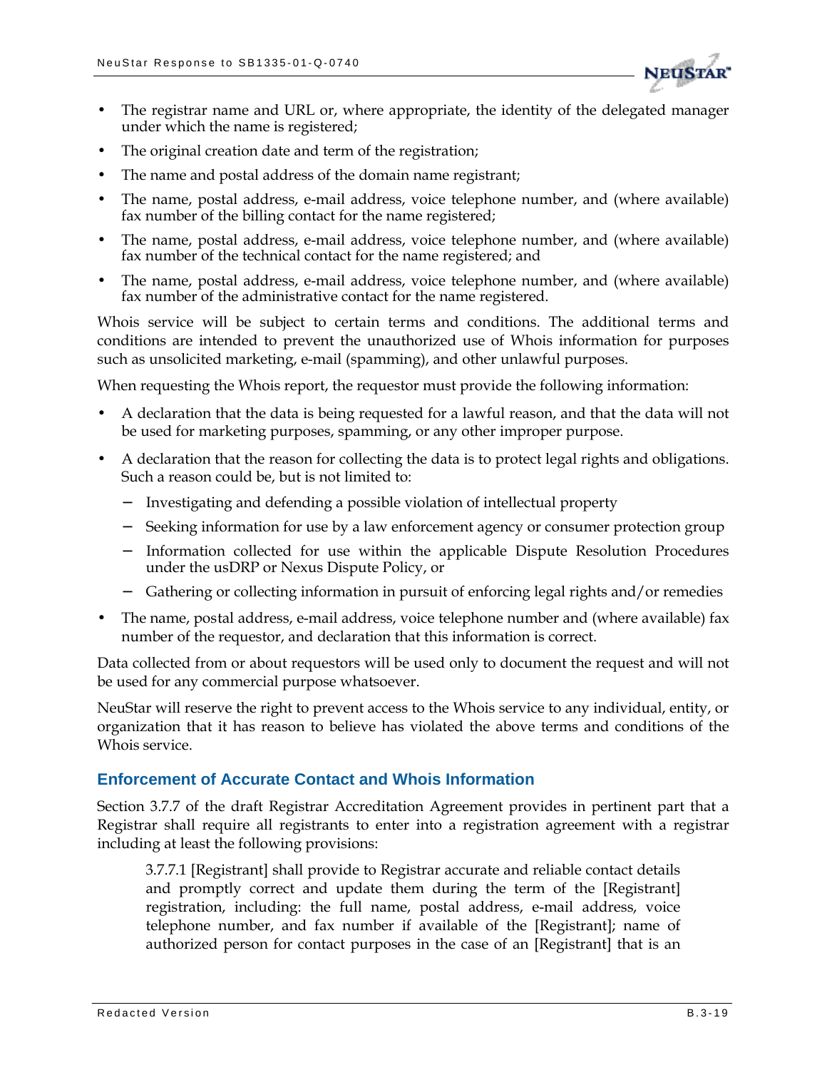- The registrar name and URL or, where appropriate, the identity of the delegated manager under which the name is registered;
- The original creation date and term of the registration;
- The name and postal address of the domain name registrant;
- The name, postal address, e-mail address, voice telephone number, and (where available) fax number of the billing contact for the name registered;
- The name, postal address, e-mail address, voice telephone number, and (where available) fax number of the technical contact for the name registered; and
- The name, postal address, e-mail address, voice telephone number, and (where available) fax number of the administrative contact for the name registered.

Whois service will be subject to certain terms and conditions. The additional terms and conditions are intended to prevent the unauthorized use of Whois information for purposes such as unsolicited marketing, e-mail (spamming), and other unlawful purposes.

When requesting the Whois report, the requestor must provide the following information:

- A declaration that the data is being requested for a lawful reason, and that the data will not be used for marketing purposes, spamming, or any other improper purpose.
- A declaration that the reason for collecting the data is to protect legal rights and obligations. Such a reason could be, but is not limited to:
  - Investigating and defending a possible violation of intellectual property
  - Seeking information for use by a law enforcement agency or consumer protection group
  - Information collected for use within the applicable Dispute Resolution Procedures under the usDRP or Nexus Dispute Policy, or
  - Gathering or collecting information in pursuit of enforcing legal rights and/or remedies
- The name, postal address, e-mail address, voice telephone number and (where available) fax number of the requestor, and declaration that this information is correct.

Data collected from or about requestors will be used only to document the request and will not be used for any commercial purpose whatsoever.

NeuStar will reserve the right to prevent access to the Whois service to any individual, entity, or organization that it has reason to believe has violated the above terms and conditions of the Whois service.

### Enforcement of Accurate Contact and Whois Information

Section 3.7.7 of the draft Registrar Accreditation Agreement provides in pertinent part that a Registrar shall require all registrants to enter into a registration agreement with a registrar including at least the following provisions:

> 3.7.7.1 [Registrant] shall provide to Registrar accurate and reliable contact details and promptly correct and update them during the term of the [Registrant] registration, including: the full name, postal address, e-mail address, voice telephone number, and fax number if available of the [Registrant]; name of authorized person for contact purposes in the case of an [Registrant] that is an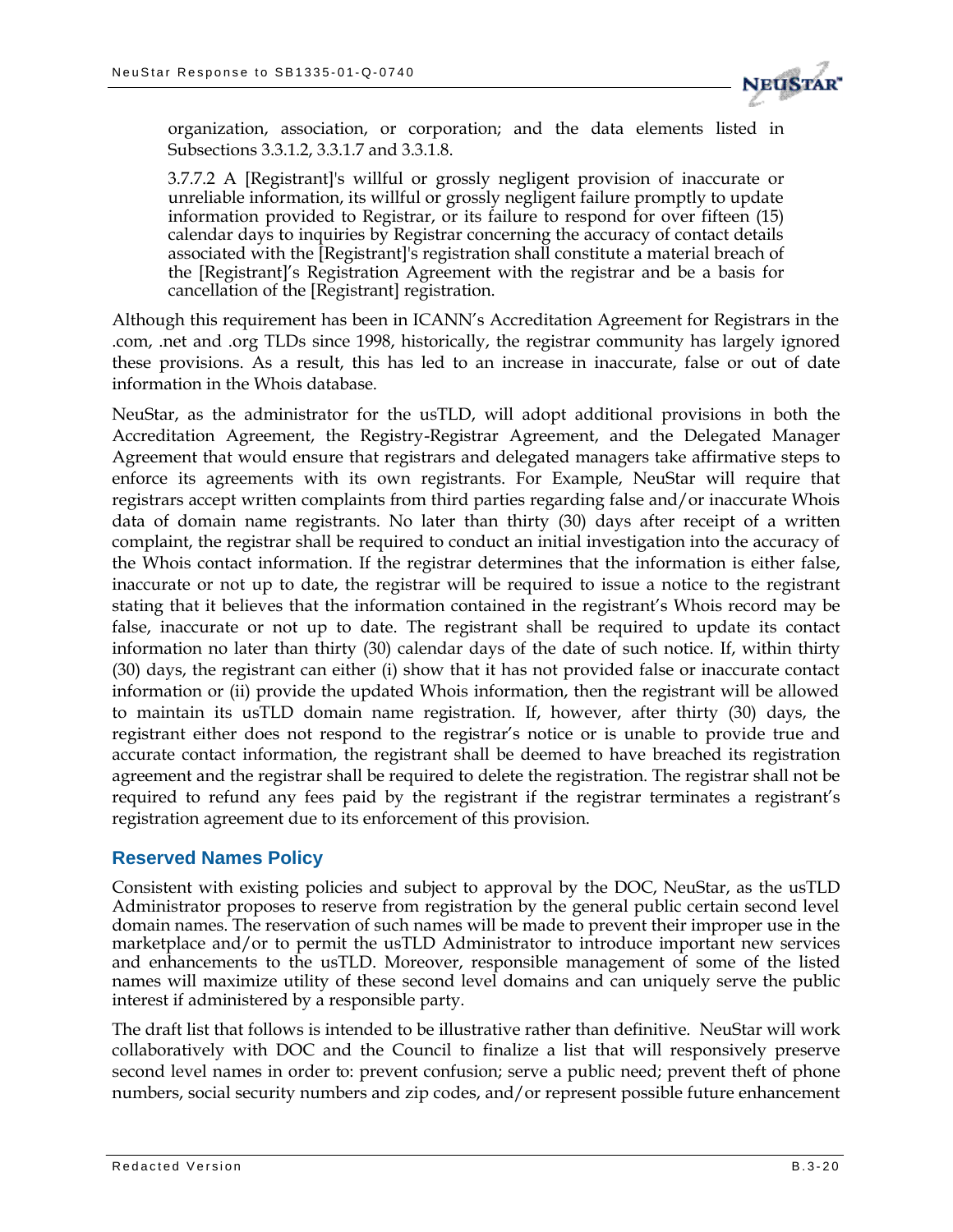organization, association, or corporation; and the data elements listed in Subsections 3.3.1.2, 3.3.1.7 and 3.3.1.8.

> 3.7.7.2 A [Registrant]'s willful or grossly negligent provision of inaccurate or unreliable information, its willful or grossly negligent failure promptly to update information provided to Registrar, or its failure to respond for over fifteen (15) calendar days to inquiries by Registrar concerning the accuracy of contact details associated with the [Registrant]'s registration shall constitute a material breach of the [Registrant]'s Registration Agreement with the registrar and be a basis for cancellation of the [Registrant] registration.

Although this requirement has been in ICANN's Accreditation Agreement for Registrars in the .com, .net and .org TLDs since 1998, historically, the registrar community has largely ignored these provisions. As a result, this has led to an increase in inaccurate, false or out of date information in the Whois database.

NeuStar, as the administrator for the usTLD, will adopt additional provisions in both the Accreditation Agreement, the Registry-Registrar Agreement, and the Delegated Manager Agreement that would ensure that registrars and delegated managers take affirmative steps to enforce its agreements with its own registrants. For Example, NeuStar will require that registrars accept written complaints from third parties regarding false and/or inaccurate Whois data of domain name registrants. No later than thirty (30) days after receipt of a written complaint, the registrar shall be required to conduct an initial investigation into the accuracy of the Whois contact information. If the registrar determines that the information is either false, inaccurate or not up to date, the registrar will be required to issue a notice to the registrant stating that it believes that the information contained in the registrant's Whois record may be false, inaccurate or not up to date. The registrant shall be required to update its contact information no later than thirty (30) calendar days of the date of such notice. If, within thirty (30) days, the registrant can either (i) show that it has not provided false or inaccurate contact information or (ii) provide the updated Whois information, then the registrant will be allowed to maintain its usTLD domain name registration. If, however, after thirty (30) days, the registrant either does not respond to the registrar's notice or is unable to provide true and accurate contact information, the registrant shall be deemed to have breached its registration agreement and the registrar shall be required to delete the registration. The registrar shall not be required to refund any fees paid by the registrant if the registrar terminates a registrant's registration agreement due to its enforcement of this provision.

## Reserved Names Policy

Consistent with existing policies and subject to approval by the DOC, NeuStar, as the usTLD Administrator proposes to reserve from registration by the general public certain second level domain names. The reservation of such names will be made to prevent their improper use in the marketplace and/or to permit the usTLD Administrator to introduce important new services and enhancements to the usTLD. Moreover, responsible management of some of the listed names will maximize utility of these second level domains and can uniquely serve the public interest if administered by a responsible party.

The draft list that follows is intended to be illustrative rather than definitive. NeuStar will work collaboratively with DOC and the Council to finalize a list that will responsively preserve second level names in order to: prevent confusion; serve a public need; prevent theft of phone numbers, social security numbers and zip codes, and/or represent possible future enhancement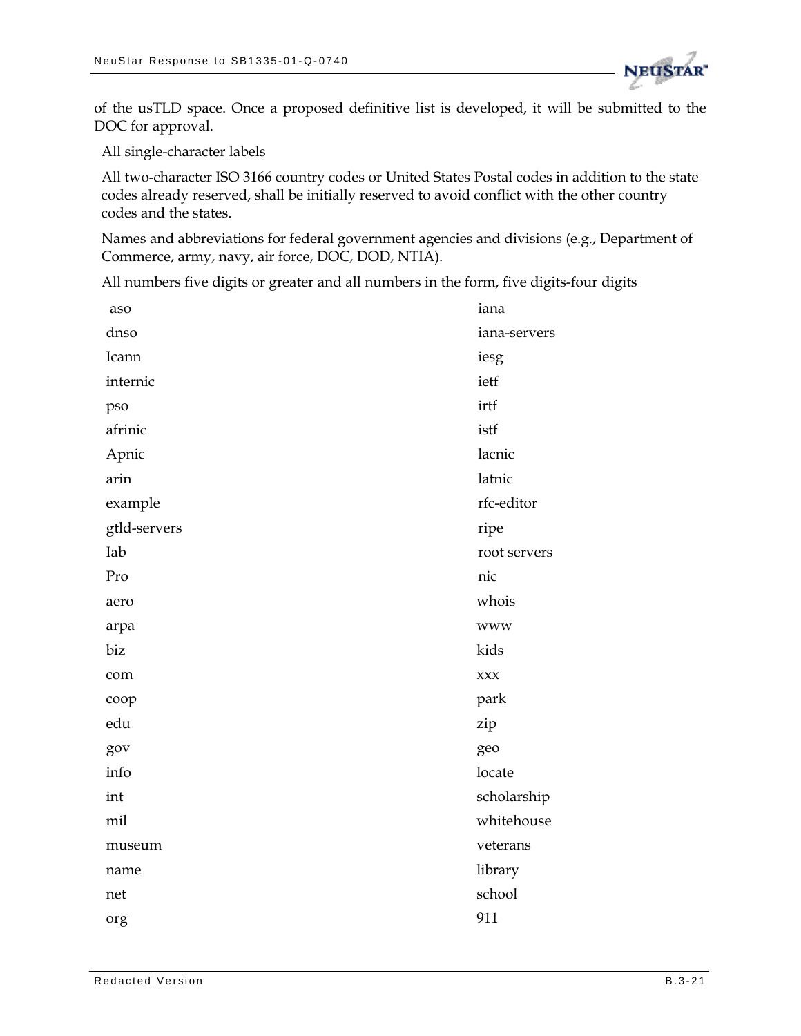of the usTLD space. Once a proposed definitive list is developed, it will be submitted to the DOC for approval.

All single-character labels

All two-character ISO 3166 country codes or United States Postal codes in addition to the state codes already reserved, shall be initially reserved to avoid conflict with the other country codes and the states.

Names and abbreviations for federal government agencies and divisions (e.g., Department of Commerce, army, navy, air force, DOC, DOD, NTIA).

All numbers five digits or greater and all numbers in the form, five digits-four digits

| | |
|---|---|
| aso | iana |
| dnso | iana-servers |
| Icann | iesg |
| internic | ietf |
| pso | irtf |
| afrinic | istf |
| Apnic | lacnic |
| arin | latnic |
| example | rfc-editor |
| gtld-servers | ripe |
| Iab | root servers |
| Pro | nic |
| aero | whois |
| arpa | www |
| biz | kids |
| com | xxx |
| coop | park |
| edu | zip |
| gov | geo |
| info | locate |
| int | scholarship |
| mil | whitehouse |
| museum | veterans |
| name | library |
| net | school |
| org | 911 |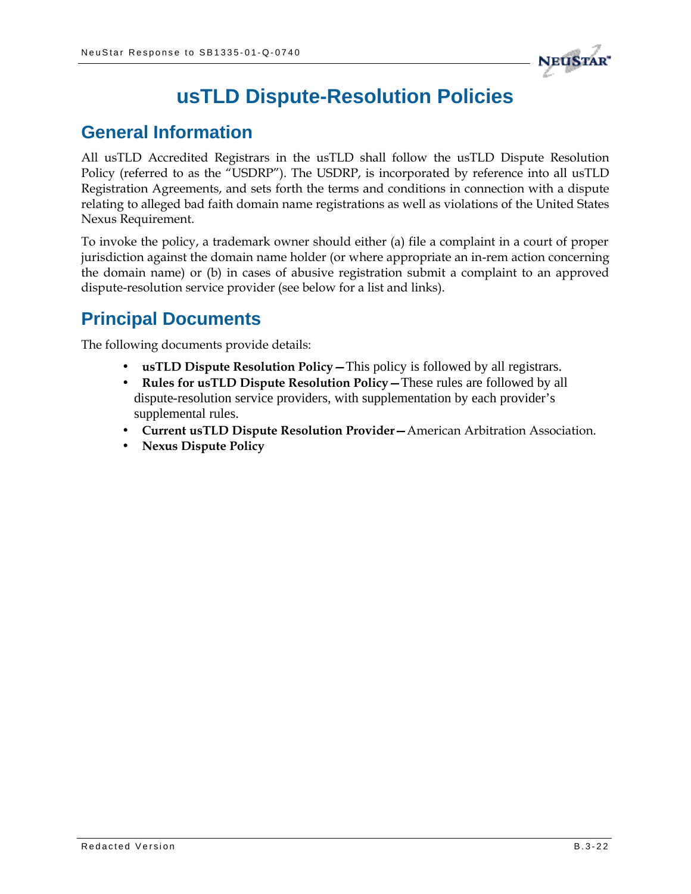# usTLD Dispute-Resolution Policies

## General Information

All usTLD Accredited Registrars in the usTLD shall follow the usTLD Dispute Resolution Policy (referred to as the "USDRP"). The USDRP, is incorporated by reference into all usTLD Registration Agreements, and sets forth the terms and conditions in connection with a dispute relating to alleged bad faith domain name registrations as well as violations of the United States Nexus Requirement.

To invoke the policy, a trademark owner should either (a) file a complaint in a court of proper jurisdiction against the domain name holder (or where appropriate an in-rem action concerning the domain name) or (b) in cases of abusive registration submit a complaint to an approved dispute-resolution service provider (see below for a list and links).

## Principal Documents

The following documents provide details:

- **usTLD Dispute Resolution Policy—**This policy is followed by all registrars.
- **Rules for usTLD Dispute Resolution Policy—**These rules are followed by all dispute-resolution service providers, with supplementation by each provider's supplemental rules.
- **Current usTLD Dispute Resolution Provider—**American Arbitration Association.
- **Nexus Dispute Policy**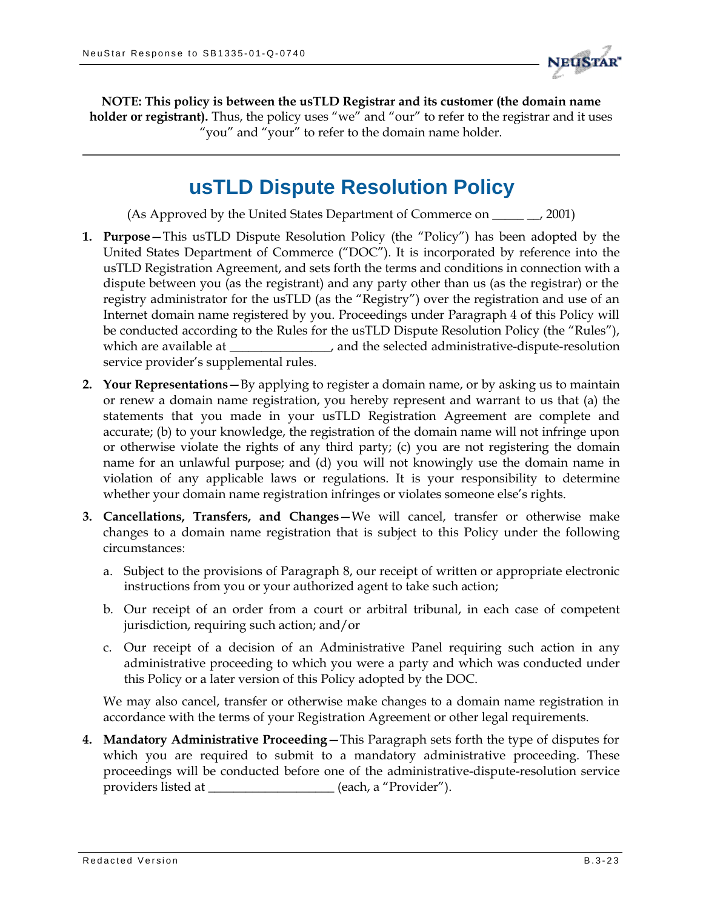**NOTE: This policy is between the usTLD Registrar and its customer (the domain name holder or registrant).** Thus, the policy uses "we" and "our" to refer to the registrar and it uses "you" and "your" to refer to the domain name holder.

---

# usTLD Dispute Resolution Policy

(As Approved by the United States Department of Commerce on _____ __, 2001)

1. **Purpose—**This usTLD Dispute Resolution Policy (the "Policy") has been adopted by the United States Department of Commerce ("DOC"). It is incorporated by reference into the usTLD Registration Agreement, and sets forth the terms and conditions in connection with a dispute between you (as the registrant) and any party other than us (as the registrar) or the registry administrator for the usTLD (as the "Registry") over the registration and use of an Internet domain name registered by you. Proceedings under Paragraph 4 of this Policy will be conducted according to the Rules for the usTLD Dispute Resolution Policy (the "Rules"), which are available at ________________, and the selected administrative-dispute-resolution service provider's supplemental rules.

2. **Your Representations—**By applying to register a domain name, or by asking us to maintain or renew a domain name registration, you hereby represent and warrant to us that (a) the statements that you made in your usTLD Registration Agreement are complete and accurate; (b) to your knowledge, the registration of the domain name will not infringe upon or otherwise violate the rights of any third party; (c) you are not registering the domain name for an unlawful purpose; and (d) you will not knowingly use the domain name in violation of any applicable laws or regulations. It is your responsibility to determine whether your domain name registration infringes or violates someone else's rights.

3. **Cancellations, Transfers, and Changes—**We will cancel, transfer or otherwise make changes to a domain name registration that is subject to this Policy under the following circumstances:

   a. Subject to the provisions of Paragraph 8, our receipt of written or appropriate electronic instructions from you or your authorized agent to take such action;

   b. Our receipt of an order from a court or arbitral tribunal, in each case of competent jurisdiction, requiring such action; and/or

   c. Our receipt of a decision of an Administrative Panel requiring such action in any administrative proceeding to which you were a party and which was conducted under this Policy or a later version of this Policy adopted by the DOC.

   We may also cancel, transfer or otherwise make changes to a domain name registration in accordance with the terms of your Registration Agreement or other legal requirements.

4. **Mandatory Administrative Proceeding—**This Paragraph sets forth the type of disputes for which you are required to submit to a mandatory administrative proceeding. These proceedings will be conducted before one of the administrative-dispute-resolution service providers listed at ____________________ (each, a "Provider").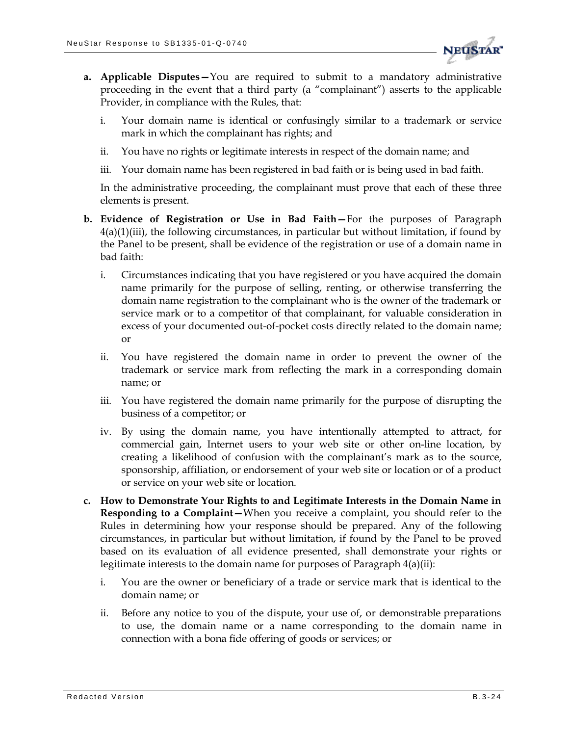a. **Applicable Disputes—**You are required to submit to a mandatory administrative proceeding in the event that a third party (a "complainant") asserts to the applicable Provider, in compliance with the Rules, that:

   i. Your domain name is identical or confusingly similar to a trademark or service mark in which the complainant has rights; and

   ii. You have no rights or legitimate interests in respect of the domain name; and

   iii. Your domain name has been registered in bad faith or is being used in bad faith.

   In the administrative proceeding, the complainant must prove that each of these three elements is present.

b. **Evidence of Registration or Use in Bad Faith—**For the purposes of Paragraph 4(a)(1)(iii), the following circumstances, in particular but without limitation, if found by the Panel to be present, shall be evidence of the registration or use of a domain name in bad faith:

   i. Circumstances indicating that you have registered or you have acquired the domain name primarily for the purpose of selling, renting, or otherwise transferring the domain name registration to the complainant who is the owner of the trademark or service mark or to a competitor of that complainant, for valuable consideration in excess of your documented out-of-pocket costs directly related to the domain name; or

   ii. You have registered the domain name in order to prevent the owner of the trademark or service mark from reflecting the mark in a corresponding domain name; or

   iii. You have registered the domain name primarily for the purpose of disrupting the business of a competitor; or

   iv. By using the domain name, you have intentionally attempted to attract, for commercial gain, Internet users to your web site or other on-line location, by creating a likelihood of confusion with the complainant's mark as to the source, sponsorship, affiliation, or endorsement of your web site or location or of a product or service on your web site or location.

c. **How to Demonstrate Your Rights to and Legitimate Interests in the Domain Name in Responding to a Complaint—**When you receive a complaint, you should refer to the Rules in determining how your response should be prepared. Any of the following circumstances, in particular but without limitation, if found by the Panel to be proved based on its evaluation of all evidence presented, shall demonstrate your rights or legitimate interests to the domain name for purposes of Paragraph 4(a)(ii):

   i. You are the owner or beneficiary of a trade or service mark that is identical to the domain name; or

   ii. Before any notice to you of the dispute, your use of, or demonstrable preparations to use, the domain name or a name corresponding to the domain name in connection with a bona fide offering of goods or services; or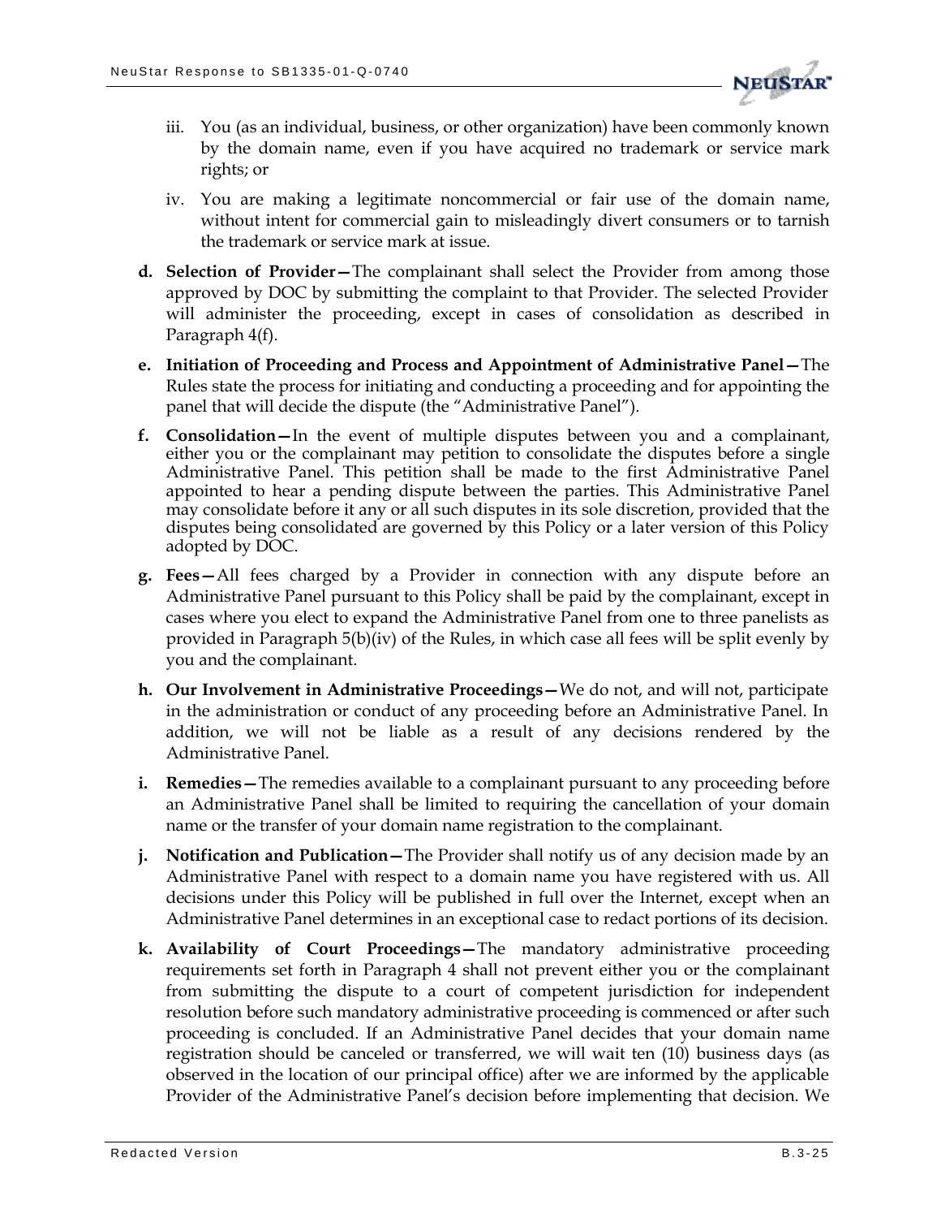iii. You (as an individual, business, or other organization) have been commonly known by the domain name, even if you have acquired no trademark or service mark rights; or

iv. You are making a legitimate noncommercial or fair use of the domain name, without intent for commercial gain to misleadingly divert consumers or to tarnish the trademark or service mark at issue.

d. **Selection of Provider—**The complainant shall select the Provider from among those approved by DOC by submitting the complaint to that Provider. The selected Provider will administer the proceeding, except in cases of consolidation as described in Paragraph 4(f).

e. **Initiation of Proceeding and Process and Appointment of Administrative Panel—**The Rules state the process for initiating and conducting a proceeding and for appointing the panel that will decide the dispute (the "Administrative Panel").

f. **Consolidation—**In the event of multiple disputes between you and a complainant, either you or the complainant may petition to consolidate the disputes before a single Administrative Panel. This petition shall be made to the first Administrative Panel appointed to hear a pending dispute between the parties. This Administrative Panel may consolidate before it any or all such disputes in its sole discretion, provided that the disputes being consolidated are governed by this Policy or a later version of this Policy adopted by DOC.

g. **Fees—**All fees charged by a Provider in connection with any dispute before an Administrative Panel pursuant to this Policy shall be paid by the complainant, except in cases where you elect to expand the Administrative Panel from one to three panelists as provided in Paragraph 5(b)(iv) of the Rules, in which case all fees will be split evenly by you and the complainant.

h. **Our Involvement in Administrative Proceedings—**We do not, and will not, participate in the administration or conduct of any proceeding before an Administrative Panel. In addition, we will not be liable as a result of any decisions rendered by the Administrative Panel.

i. **Remedies—**The remedies available to a complainant pursuant to any proceeding before an Administrative Panel shall be limited to requiring the cancellation of your domain name or the transfer of your domain name registration to the complainant.

j. **Notification and Publication—**The Provider shall notify us of any decision made by an Administrative Panel with respect to a domain name you have registered with us. All decisions under this Policy will be published in full over the Internet, except when an Administrative Panel determines in an exceptional case to redact portions of its decision.

k. **Availability of Court Proceedings—**The mandatory administrative proceeding requirements set forth in Paragraph 4 shall not prevent either you or the complainant from submitting the dispute to a court of competent jurisdiction for independent resolution before such mandatory administrative proceeding is commenced or after such proceeding is concluded. If an Administrative Panel decides that your domain name registration should be canceled or transferred, we will wait ten (10) business days (as observed in the location of our principal office) after we are informed by the applicable Provider of the Administrative Panel's decision before implementing that decision. We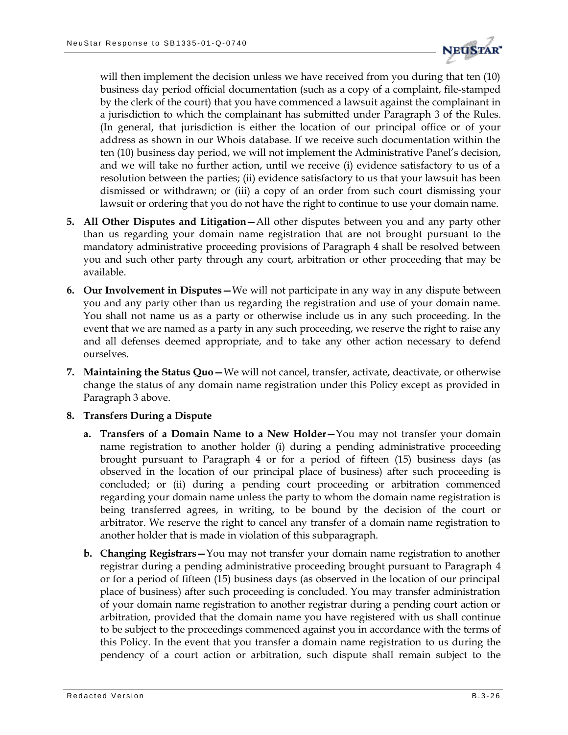will then implement the decision unless we have received from you during that ten (10) business day period official documentation (such as a copy of a complaint, file-stamped by the clerk of the court) that you have commenced a lawsuit against the complainant in a jurisdiction to which the complainant has submitted under Paragraph 3 of the Rules. (In general, that jurisdiction is either the location of our principal office or of your address as shown in our Whois database. If we receive such documentation within the ten (10) business day period, we will not implement the Administrative Panel's decision, and we will take no further action, until we receive (i) evidence satisfactory to us of a resolution between the parties; (ii) evidence satisfactory to us that your lawsuit has been dismissed or withdrawn; or (iii) a copy of an order from such court dismissing your lawsuit or ordering that you do not have the right to continue to use your domain name.

5. **All Other Disputes and Litigation—**All other disputes between you and any party other than us regarding your domain name registration that are not brought pursuant to the mandatory administrative proceeding provisions of Paragraph 4 shall be resolved between you and such other party through any court, arbitration or other proceeding that may be available.

6. **Our Involvement in Disputes—**We will not participate in any way in any dispute between you and any party other than us regarding the registration and use of your domain name. You shall not name us as a party or otherwise include us in any such proceeding. In the event that we are named as a party in any such proceeding, we reserve the right to raise any and all defenses deemed appropriate, and to take any other action necessary to defend ourselves.

7. **Maintaining the Status Quo—**We will not cancel, transfer, activate, deactivate, or otherwise change the status of any domain name registration under this Policy except as provided in Paragraph 3 above.

8. **Transfers During a Dispute**

   a. **Transfers of a Domain Name to a New Holder—**You may not transfer your domain name registration to another holder (i) during a pending administrative proceeding brought pursuant to Paragraph 4 or for a period of fifteen (15) business days (as observed in the location of our principal place of business) after such proceeding is concluded; or (ii) during a pending court proceeding or arbitration commenced regarding your domain name unless the party to whom the domain name registration is being transferred agrees, in writing, to be bound by the decision of the court or arbitrator. We reserve the right to cancel any transfer of a domain name registration to another holder that is made in violation of this subparagraph.

   b. **Changing Registrars—**You may not transfer your domain name registration to another registrar during a pending administrative proceeding brought pursuant to Paragraph 4 or for a period of fifteen (15) business days (as observed in the location of our principal place of business) after such proceeding is concluded. You may transfer administration of your domain name registration to another registrar during a pending court action or arbitration, provided that the domain name you have registered with us shall continue to be subject to the proceedings commenced against you in accordance with the terms of this Policy. In the event that you transfer a domain name registration to us during the pendency of a court action or arbitration, such dispute shall remain subject to the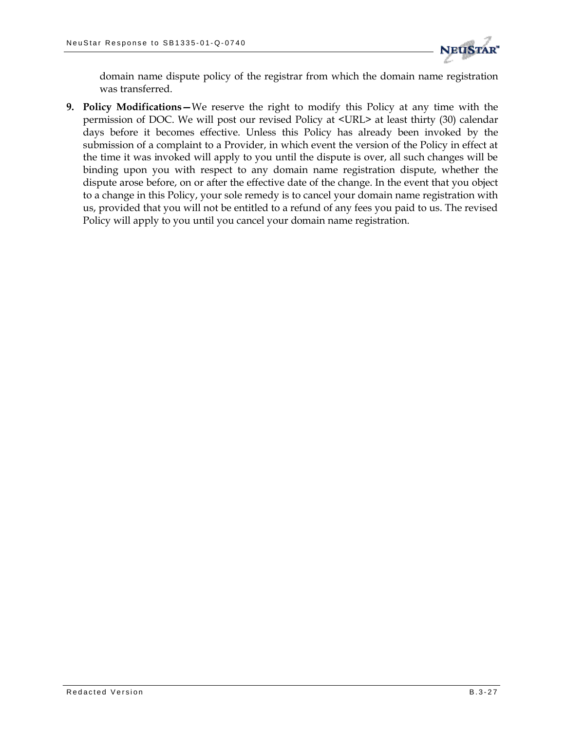domain name dispute policy of the registrar from which the domain name registration was transferred.

9. **Policy Modifications—**We reserve the right to modify this Policy at any time with the permission of DOC. We will post our revised Policy at <URL> at least thirty (30) calendar days before it becomes effective. Unless this Policy has already been invoked by the submission of a complaint to a Provider, in which event the version of the Policy in effect at the time it was invoked will apply to you until the dispute is over, all such changes will be binding upon you with respect to any domain name registration dispute, whether the dispute arose before, on or after the effective date of the change. In the event that you object to a change in this Policy, your sole remedy is to cancel your domain name registration with us, provided that you will not be entitled to a refund of any fees you paid to us. The revised Policy will apply to you until you cancel your domain name registration.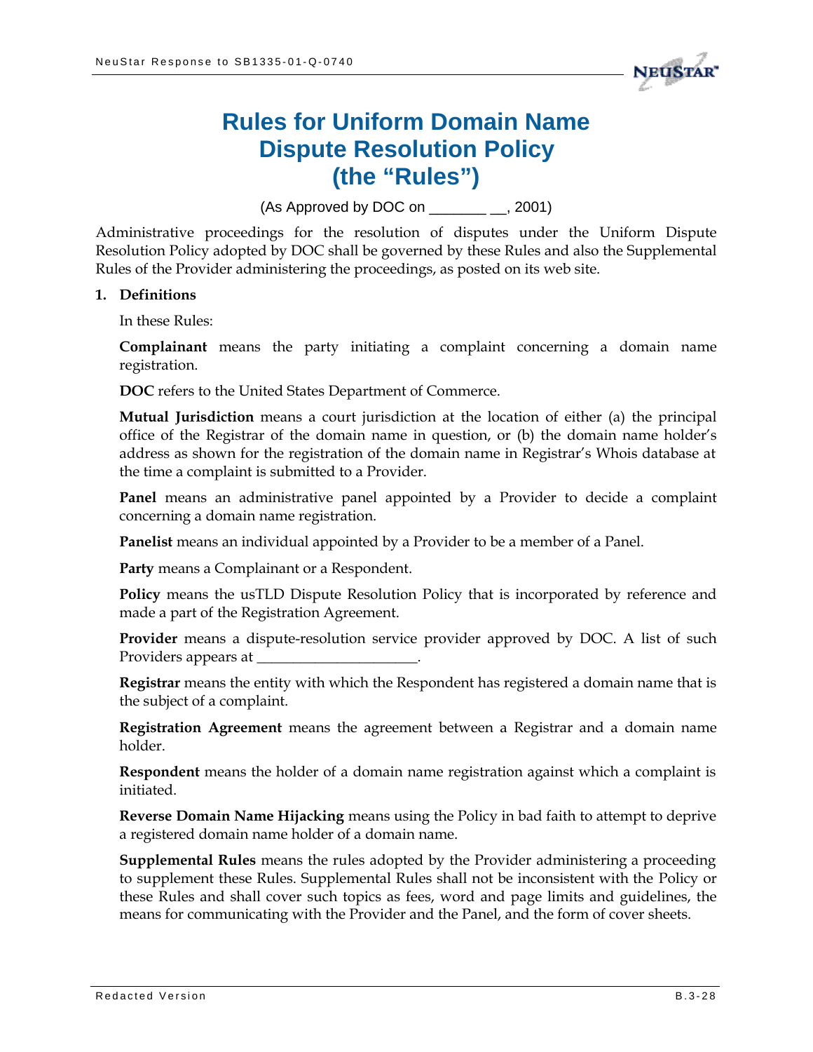# Rules for Uniform Domain Name Dispute Resolution Policy (the "Rules")

(As Approved by DOC on _______ __, 2001)

Administrative proceedings for the resolution of disputes under the Uniform Dispute Resolution Policy adopted by DOC shall be governed by these Rules and also the Supplemental Rules of the Provider administering the proceedings, as posted on its web site.

**1. Definitions**

In these Rules:

**Complainant** means the party initiating a complaint concerning a domain name registration.

**DOC** refers to the United States Department of Commerce.

**Mutual Jurisdiction** means a court jurisdiction at the location of either (a) the principal office of the Registrar of the domain name in question, or (b) the domain name holder's address as shown for the registration of the domain name in Registrar's Whois database at the time a complaint is submitted to a Provider.

**Panel** means an administrative panel appointed by a Provider to decide a complaint concerning a domain name registration.

**Panelist** means an individual appointed by a Provider to be a member of a Panel.

**Party** means a Complainant or a Respondent.

**Policy** means the usTLD Dispute Resolution Policy that is incorporated by reference and made a part of the Registration Agreement.

**Provider** means a dispute-resolution service provider approved by DOC. A list of such Providers appears at _____________________.

**Registrar** means the entity with which the Respondent has registered a domain name that is the subject of a complaint.

**Registration Agreement** means the agreement between a Registrar and a domain name holder.

**Respondent** means the holder of a domain name registration against which a complaint is initiated.

**Reverse Domain Name Hijacking** means using the Policy in bad faith to attempt to deprive a registered domain name holder of a domain name.

**Supplemental Rules** means the rules adopted by the Provider administering a proceeding to supplement these Rules. Supplemental Rules shall not be inconsistent with the Policy or these Rules and shall cover such topics as fees, word and page limits and guidelines, the means for communicating with the Provider and the Panel, and the form of cover sheets.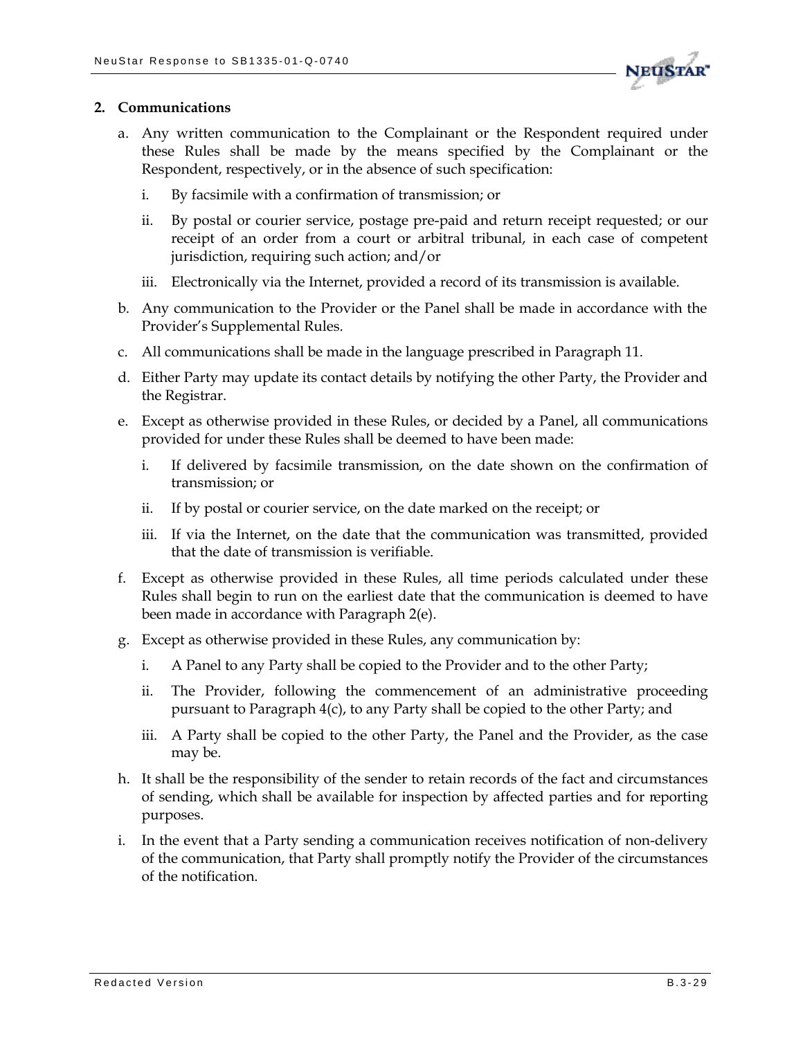**2. Communications**

a. Any written communication to the Complainant or the Respondent required under these Rules shall be made by the means specified by the Complainant or the Respondent, respectively, or in the absence of such specification:

   i. By facsimile with a confirmation of transmission; or

   ii. By postal or courier service, postage pre-paid and return receipt requested; or our receipt of an order from a court or arbitral tribunal, in each case of competent jurisdiction, requiring such action; and/or

   iii. Electronically via the Internet, provided a record of its transmission is available.

b. Any communication to the Provider or the Panel shall be made in accordance with the Provider's Supplemental Rules.

c. All communications shall be made in the language prescribed in Paragraph 11.

d. Either Party may update its contact details by notifying the other Party, the Provider and the Registrar.

e. Except as otherwise provided in these Rules, or decided by a Panel, all communications provided for under these Rules shall be deemed to have been made:

   i. If delivered by facsimile transmission, on the date shown on the confirmation of transmission; or

   ii. If by postal or courier service, on the date marked on the receipt; or

   iii. If via the Internet, on the date that the communication was transmitted, provided that the date of transmission is verifiable.

f. Except as otherwise provided in these Rules, all time periods calculated under these Rules shall begin to run on the earliest date that the communication is deemed to have been made in accordance with Paragraph 2(e).

g. Except as otherwise provided in these Rules, any communication by:

   i. A Panel to any Party shall be copied to the Provider and to the other Party;

   ii. The Provider, following the commencement of an administrative proceeding pursuant to Paragraph 4(c), to any Party shall be copied to the other Party; and

   iii. A Party shall be copied to the other Party, the Panel and the Provider, as the case may be.

h. It shall be the responsibility of the sender to retain records of the fact and circumstances of sending, which shall be available for inspection by affected parties and for reporting purposes.

i. In the event that a Party sending a communication receives notification of non-delivery of the communication, that Party shall promptly notify the Provider of the circumstances of the notification.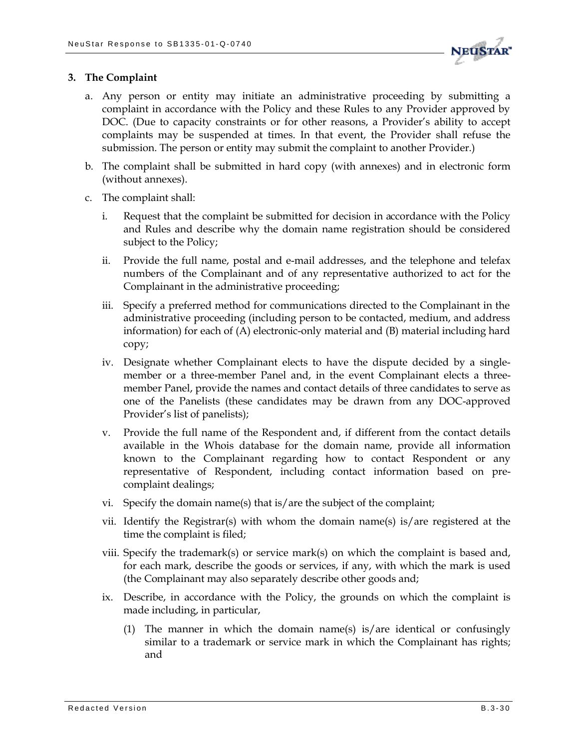### 3. The Complaint

a. Any person or entity may initiate an administrative proceeding by submitting a complaint in accordance with the Policy and these Rules to any Provider approved by DOC. (Due to capacity constraints or for other reasons, a Provider's ability to accept complaints may be suspended at times. In that event, the Provider shall refuse the submission. The person or entity may submit the complaint to another Provider.)

b. The complaint shall be submitted in hard copy (with annexes) and in electronic form (without annexes).

c. The complaint shall:

   i. Request that the complaint be submitted for decision in accordance with the Policy and Rules and describe why the domain name registration should be considered subject to the Policy;

   ii. Provide the full name, postal and e-mail addresses, and the telephone and telefax numbers of the Complainant and of any representative authorized to act for the Complainant in the administrative proceeding;

   iii. Specify a preferred method for communications directed to the Complainant in the administrative proceeding (including person to be contacted, medium, and address information) for each of (A) electronic-only material and (B) material including hard copy;

   iv. Designate whether Complainant elects to have the dispute decided by a single-member or a three-member Panel and, in the event Complainant elects a three-member Panel, provide the names and contact details of three candidates to serve as one of the Panelists (these candidates may be drawn from any DOC-approved Provider's list of panelists);

   v. Provide the full name of the Respondent and, if different from the contact details available in the Whois database for the domain name, provide all information known to the Complainant regarding how to contact Respondent or any representative of Respondent, including contact information based on pre-complaint dealings;

   vi. Specify the domain name(s) that is/are the subject of the complaint;

   vii. Identify the Registrar(s) with whom the domain name(s) is/are registered at the time the complaint is filed;

   viii. Specify the trademark(s) or service mark(s) on which the complaint is based and, for each mark, describe the goods or services, if any, with which the mark is used (the Complainant may also separately describe other goods and;

   ix. Describe, in accordance with the Policy, the grounds on which the complaint is made including, in particular,

      (1) The manner in which the domain name(s) is/are identical or confusingly similar to a trademark or service mark in which the Complainant has rights; and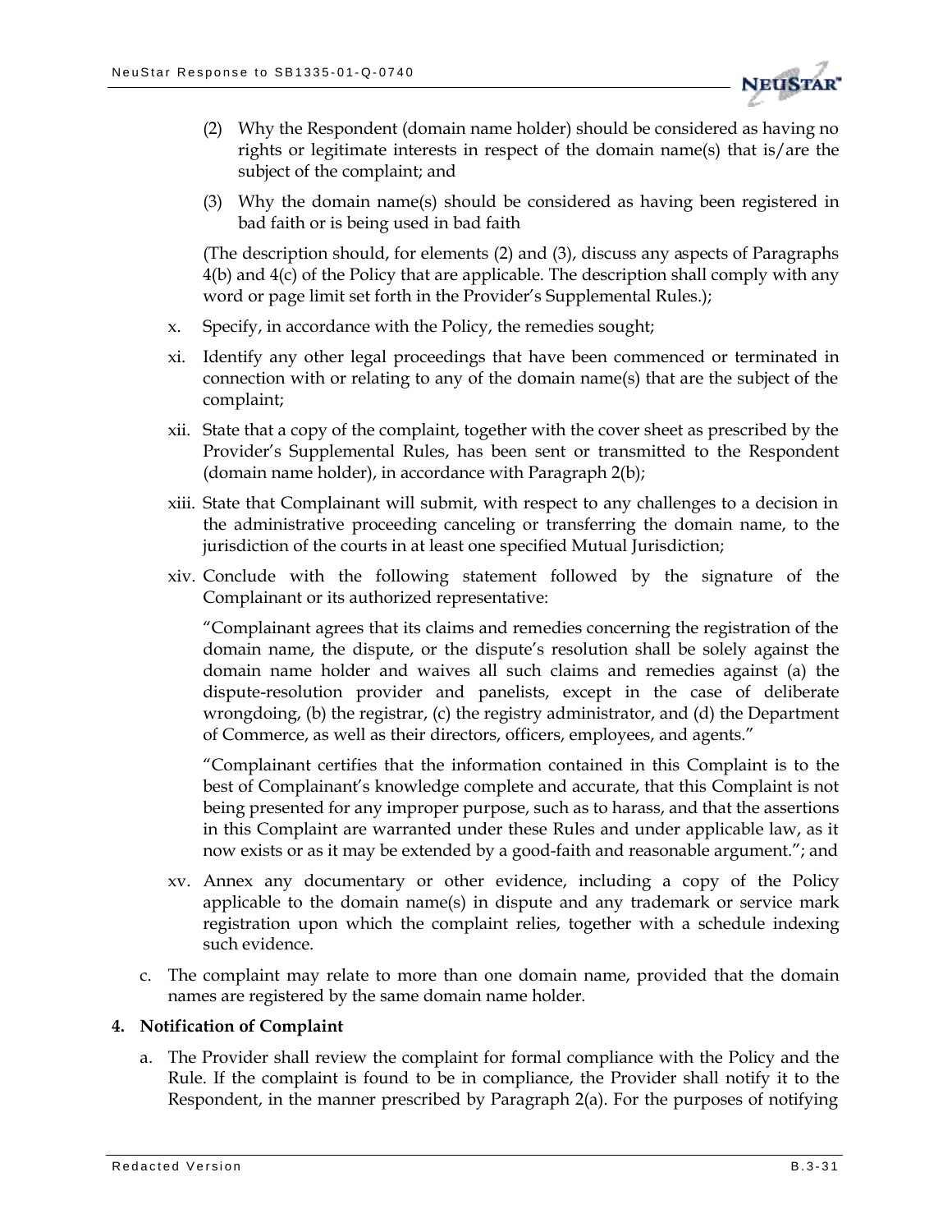(2) Why the Respondent (domain name holder) should be considered as having no rights or legitimate interests in respect of the domain name(s) that is/are the subject of the complaint; and

(3) Why the domain name(s) should be considered as having been registered in bad faith or is being used in bad faith

(The description should, for elements (2) and (3), discuss any aspects of Paragraphs 4(b) and 4(c) of the Policy that are applicable. The description shall comply with any word or page limit set forth in the Provider's Supplemental Rules.);

x. Specify, in accordance with the Policy, the remedies sought;

xi. Identify any other legal proceedings that have been commenced or terminated in connection with or relating to any of the domain name(s) that are the subject of the complaint;

xii. State that a copy of the complaint, together with the cover sheet as prescribed by the Provider's Supplemental Rules, has been sent or transmitted to the Respondent (domain name holder), in accordance with Paragraph 2(b);

xiii. State that Complainant will submit, with respect to any challenges to a decision in the administrative proceeding canceling or transferring the domain name, to the jurisdiction of the courts in at least one specified Mutual Jurisdiction;

xiv. Conclude with the following statement followed by the signature of the Complainant or its authorized representative:

"Complainant agrees that its claims and remedies concerning the registration of the domain name, the dispute, or the dispute's resolution shall be solely against the domain name holder and waives all such claims and remedies against (a) the dispute-resolution provider and panelists, except in the case of deliberate wrongdoing, (b) the registrar, (c) the registry administrator, and (d) the Department of Commerce, as well as their directors, officers, employees, and agents."

"Complainant certifies that the information contained in this Complaint is to the best of Complainant's knowledge complete and accurate, that this Complaint is not being presented for any improper purpose, such as to harass, and that the assertions in this Complaint are warranted under these Rules and under applicable law, as it now exists or as it may be extended by a good-faith and reasonable argument."; and

xv. Annex any documentary or other evidence, including a copy of the Policy applicable to the domain name(s) in dispute and any trademark or service mark registration upon which the complaint relies, together with a schedule indexing such evidence.

c. The complaint may relate to more than one domain name, provided that the domain names are registered by the same domain name holder.

**4. Notification of Complaint**

a. The Provider shall review the complaint for formal compliance with the Policy and the Rule. If the complaint is found to be in compliance, the Provider shall notify it to the Respondent, in the manner prescribed by Paragraph 2(a). For the purposes of notifying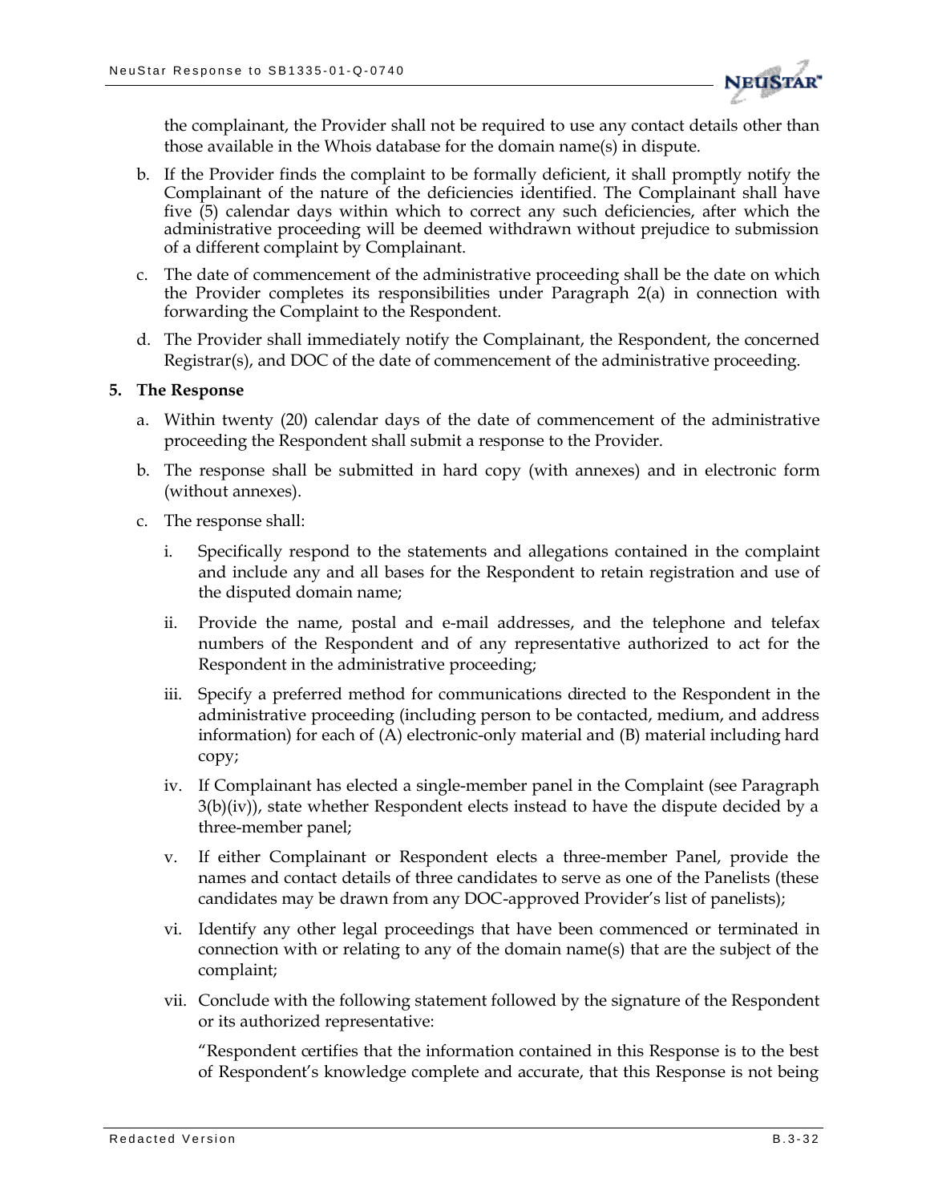the complainant, the Provider shall not be required to use any contact details other than those available in the Whois database for the domain name(s) in dispute.

b. If the Provider finds the complaint to be formally deficient, it shall promptly notify the Complainant of the nature of the deficiencies identified. The Complainant shall have five (5) calendar days within which to correct any such deficiencies, after which the administrative proceeding will be deemed withdrawn without prejudice to submission of a different complaint by Complainant.

c. The date of commencement of the administrative proceeding shall be the date on which the Provider completes its responsibilities under Paragraph 2(a) in connection with forwarding the Complaint to the Respondent.

d. The Provider shall immediately notify the Complainant, the Respondent, the concerned Registrar(s), and DOC of the date of commencement of the administrative proceeding.

**5. The Response**

a. Within twenty (20) calendar days of the date of commencement of the administrative proceeding the Respondent shall submit a response to the Provider.

b. The response shall be submitted in hard copy (with annexes) and in electronic form (without annexes).

c. The response shall:

i. Specifically respond to the statements and allegations contained in the complaint and include any and all bases for the Respondent to retain registration and use of the disputed domain name;

ii. Provide the name, postal and e-mail addresses, and the telephone and telefax numbers of the Respondent and of any representative authorized to act for the Respondent in the administrative proceeding;

iii. Specify a preferred method for communications directed to the Respondent in the administrative proceeding (including person to be contacted, medium, and address information) for each of (A) electronic-only material and (B) material including hard copy;

iv. If Complainant has elected a single-member panel in the Complaint (see Paragraph 3(b)(iv)), state whether Respondent elects instead to have the dispute decided by a three-member panel;

v. If either Complainant or Respondent elects a three-member Panel, provide the names and contact details of three candidates to serve as one of the Panelists (these candidates may be drawn from any DOC-approved Provider's list of panelists);

vi. Identify any other legal proceedings that have been commenced or terminated in connection with or relating to any of the domain name(s) that are the subject of the complaint;

vii. Conclude with the following statement followed by the signature of the Respondent or its authorized representative:

"Respondent certifies that the information contained in this Response is to the best of Respondent's knowledge complete and accurate, that this Response is not being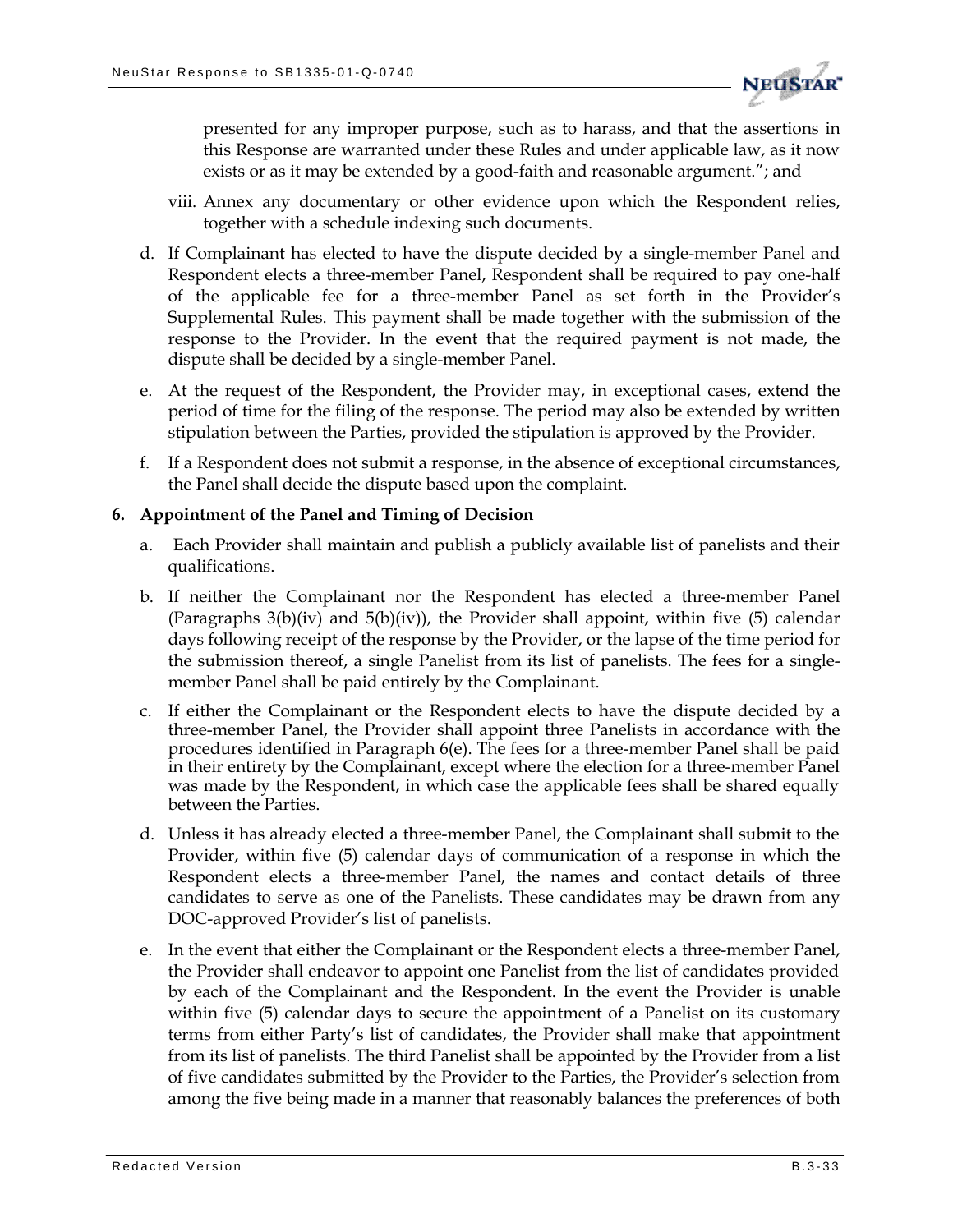presented for any improper purpose, such as to harass, and that the assertions in this Response are warranted under these Rules and under applicable law, as it now exists or as it may be extended by a good-faith and reasonable argument."; and

viii. Annex any documentary or other evidence upon which the Respondent relies, together with a schedule indexing such documents.

d. If Complainant has elected to have the dispute decided by a single-member Panel and Respondent elects a three-member Panel, Respondent shall be required to pay one-half of the applicable fee for a three-member Panel as set forth in the Provider's Supplemental Rules. This payment shall be made together with the submission of the response to the Provider. In the event that the required payment is not made, the dispute shall be decided by a single-member Panel.

e. At the request of the Respondent, the Provider may, in exceptional cases, extend the period of time for the filing of the response. The period may also be extended by written stipulation between the Parties, provided the stipulation is approved by the Provider.

f. If a Respondent does not submit a response, in the absence of exceptional circumstances, the Panel shall decide the dispute based upon the complaint.

**6. Appointment of the Panel and Timing of Decision**

a. Each Provider shall maintain and publish a publicly available list of panelists and their qualifications.

b. If neither the Complainant nor the Respondent has elected a three-member Panel (Paragraphs 3(b)(iv) and 5(b)(iv)), the Provider shall appoint, within five (5) calendar days following receipt of the response by the Provider, or the lapse of the time period for the submission thereof, a single Panelist from its list of panelists. The fees for a single-member Panel shall be paid entirely by the Complainant.

c. If either the Complainant or the Respondent elects to have the dispute decided by a three-member Panel, the Provider shall appoint three Panelists in accordance with the procedures identified in Paragraph 6(e). The fees for a three-member Panel shall be paid in their entirety by the Complainant, except where the election for a three-member Panel was made by the Respondent, in which case the applicable fees shall be shared equally between the Parties.

d. Unless it has already elected a three-member Panel, the Complainant shall submit to the Provider, within five (5) calendar days of communication of a response in which the Respondent elects a three-member Panel, the names and contact details of three candidates to serve as one of the Panelists. These candidates may be drawn from any DOC-approved Provider's list of panelists.

e. In the event that either the Complainant or the Respondent elects a three-member Panel, the Provider shall endeavor to appoint one Panelist from the list of candidates provided by each of the Complainant and the Respondent. In the event the Provider is unable within five (5) calendar days to secure the appointment of a Panelist on its customary terms from either Party's list of candidates, the Provider shall make that appointment from its list of panelists. The third Panelist shall be appointed by the Provider from a list of five candidates submitted by the Provider to the Parties, the Provider's selection from among the five being made in a manner that reasonably balances the preferences of both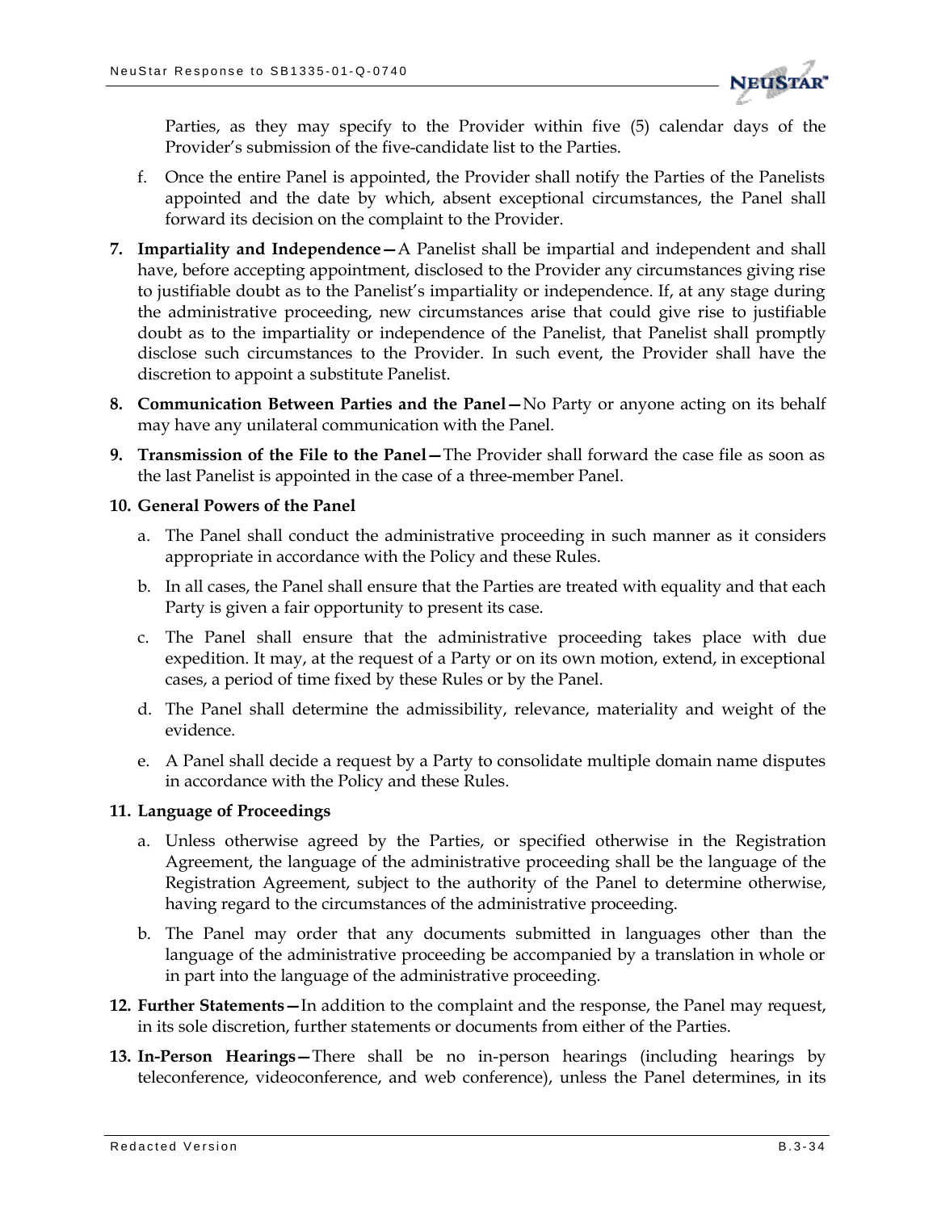Parties, as they may specify to the Provider within five (5) calendar days of the Provider's submission of the five-candidate list to the Parties.

f. Once the entire Panel is appointed, the Provider shall notify the Parties of the Panelists appointed and the date by which, absent exceptional circumstances, the Panel shall forward its decision on the complaint to the Provider.

7. **Impartiality and Independence—**A Panelist shall be impartial and independent and shall have, before accepting appointment, disclosed to the Provider any circumstances giving rise to justifiable doubt as to the Panelist's impartiality or independence. If, at any stage during the administrative proceeding, new circumstances arise that could give rise to justifiable doubt as to the impartiality or independence of the Panelist, that Panelist shall promptly disclose such circumstances to the Provider. In such event, the Provider shall have the discretion to appoint a substitute Panelist.

8. **Communication Between Parties and the Panel—**No Party or anyone acting on its behalf may have any unilateral communication with the Panel.

9. **Transmission of the File to the Panel—**The Provider shall forward the case file as soon as the last Panelist is appointed in the case of a three-member Panel.

10. **General Powers of the Panel**

    a. The Panel shall conduct the administrative proceeding in such manner as it considers appropriate in accordance with the Policy and these Rules.

    b. In all cases, the Panel shall ensure that the Parties are treated with equality and that each Party is given a fair opportunity to present its case.

    c. The Panel shall ensure that the administrative proceeding takes place with due expedition. It may, at the request of a Party or on its own motion, extend, in exceptional cases, a period of time fixed by these Rules or by the Panel.

    d. The Panel shall determine the admissibility, relevance, materiality and weight of the evidence.

    e. A Panel shall decide a request by a Party to consolidate multiple domain name disputes in accordance with the Policy and these Rules.

11. **Language of Proceedings**

    a. Unless otherwise agreed by the Parties, or specified otherwise in the Registration Agreement, the language of the administrative proceeding shall be the language of the Registration Agreement, subject to the authority of the Panel to determine otherwise, having regard to the circumstances of the administrative proceeding.

    b. The Panel may order that any documents submitted in languages other than the language of the administrative proceeding be accompanied by a translation in whole or in part into the language of the administrative proceeding.

12. **Further Statements—**In addition to the complaint and the response, the Panel may request, in its sole discretion, further statements or documents from either of the Parties.

13. **In-Person Hearings—**There shall be no in-person hearings (including hearings by teleconference, videoconference, and web conference), unless the Panel determines, in its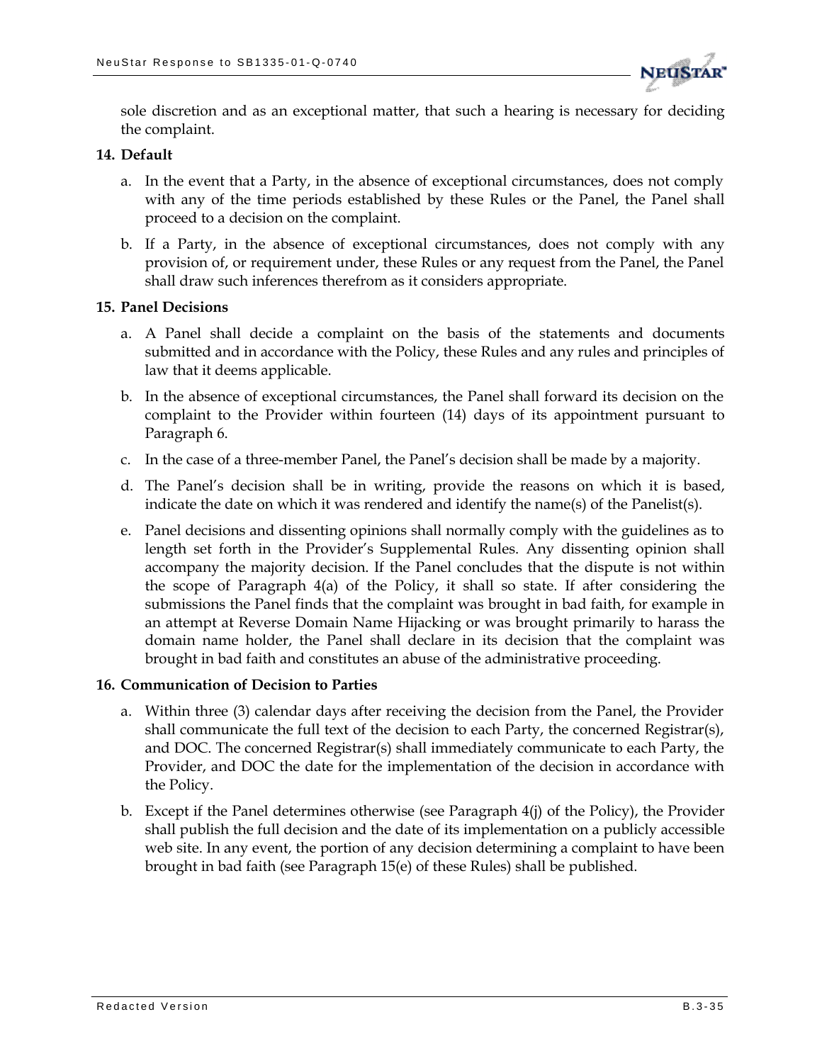sole discretion and as an exceptional matter, that such a hearing is necessary for deciding the complaint.

**14. Default**

a. In the event that a Party, in the absence of exceptional circumstances, does not comply with any of the time periods established by these Rules or the Panel, the Panel shall proceed to a decision on the complaint.

b. If a Party, in the absence of exceptional circumstances, does not comply with any provision of, or requirement under, these Rules or any request from the Panel, the Panel shall draw such inferences therefrom as it considers appropriate.

**15. Panel Decisions**

a. A Panel shall decide a complaint on the basis of the statements and documents submitted and in accordance with the Policy, these Rules and any rules and principles of law that it deems applicable.

b. In the absence of exceptional circumstances, the Panel shall forward its decision on the complaint to the Provider within fourteen (14) days of its appointment pursuant to Paragraph 6.

c. In the case of a three-member Panel, the Panel's decision shall be made by a majority.

d. The Panel's decision shall be in writing, provide the reasons on which it is based, indicate the date on which it was rendered and identify the name(s) of the Panelist(s).

e. Panel decisions and dissenting opinions shall normally comply with the guidelines as to length set forth in the Provider's Supplemental Rules. Any dissenting opinion shall accompany the majority decision. If the Panel concludes that the dispute is not within the scope of Paragraph 4(a) of the Policy, it shall so state. If after considering the submissions the Panel finds that the complaint was brought in bad faith, for example in an attempt at Reverse Domain Name Hijacking or was brought primarily to harass the domain name holder, the Panel shall declare in its decision that the complaint was brought in bad faith and constitutes an abuse of the administrative proceeding.

**16. Communication of Decision to Parties**

a. Within three (3) calendar days after receiving the decision from the Panel, the Provider shall communicate the full text of the decision to each Party, the concerned Registrar(s), and DOC. The concerned Registrar(s) shall immediately communicate to each Party, the Provider, and DOC the date for the implementation of the decision in accordance with the Policy.

b. Except if the Panel determines otherwise (see Paragraph 4(j) of the Policy), the Provider shall publish the full decision and the date of its implementation on a publicly accessible web site. In any event, the portion of any decision determining a complaint to have been brought in bad faith (see Paragraph 15(e) of these Rules) shall be published.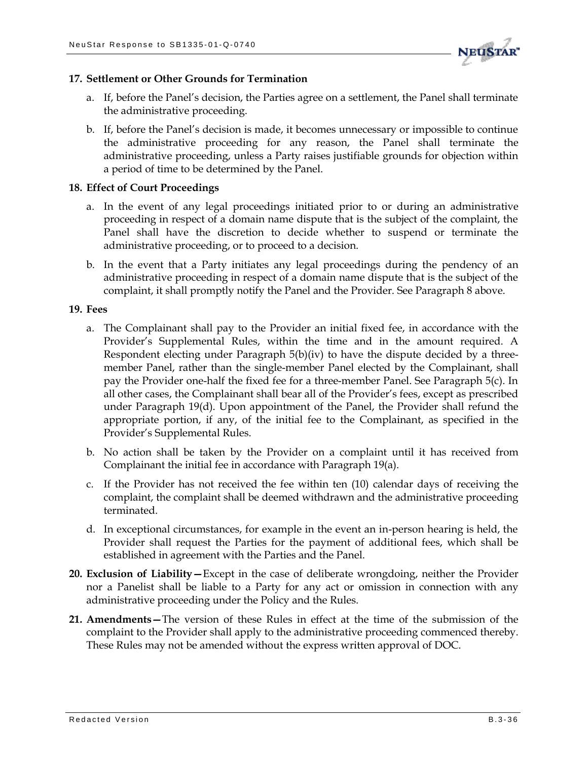**17. Settlement or Other Grounds for Termination**

a. If, before the Panel's decision, the Parties agree on a settlement, the Panel shall terminate the administrative proceeding.

b. If, before the Panel's decision is made, it becomes unnecessary or impossible to continue the administrative proceeding for any reason, the Panel shall terminate the administrative proceeding, unless a Party raises justifiable grounds for objection within a period of time to be determined by the Panel.

**18. Effect of Court Proceedings**

a. In the event of any legal proceedings initiated prior to or during an administrative proceeding in respect of a domain name dispute that is the subject of the complaint, the Panel shall have the discretion to decide whether to suspend or terminate the administrative proceeding, or to proceed to a decision.

b. In the event that a Party initiates any legal proceedings during the pendency of an administrative proceeding in respect of a domain name dispute that is the subject of the complaint, it shall promptly notify the Panel and the Provider. See Paragraph 8 above.

**19. Fees**

a. The Complainant shall pay to the Provider an initial fixed fee, in accordance with the Provider's Supplemental Rules, within the time and in the amount required. A Respondent electing under Paragraph 5(b)(iv) to have the dispute decided by a three-member Panel, rather than the single-member Panel elected by the Complainant, shall pay the Provider one-half the fixed fee for a three-member Panel. See Paragraph 5(c). In all other cases, the Complainant shall bear all of the Provider's fees, except as prescribed under Paragraph 19(d). Upon appointment of the Panel, the Provider shall refund the appropriate portion, if any, of the initial fee to the Complainant, as specified in the Provider's Supplemental Rules.

b. No action shall be taken by the Provider on a complaint until it has received from Complainant the initial fee in accordance with Paragraph 19(a).

c. If the Provider has not received the fee within ten (10) calendar days of receiving the complaint, the complaint shall be deemed withdrawn and the administrative proceeding terminated.

d. In exceptional circumstances, for example in the event an in-person hearing is held, the Provider shall request the Parties for the payment of additional fees, which shall be established in agreement with the Parties and the Panel.

**20. Exclusion of Liability—**Except in the case of deliberate wrongdoing, neither the Provider nor a Panelist shall be liable to a Party for any act or omission in connection with any administrative proceeding under the Policy and the Rules.

**21. Amendments—**The version of these Rules in effect at the time of the submission of the complaint to the Provider shall apply to the administrative proceeding commenced thereby. These Rules may not be amended without the express written approval of DOC.